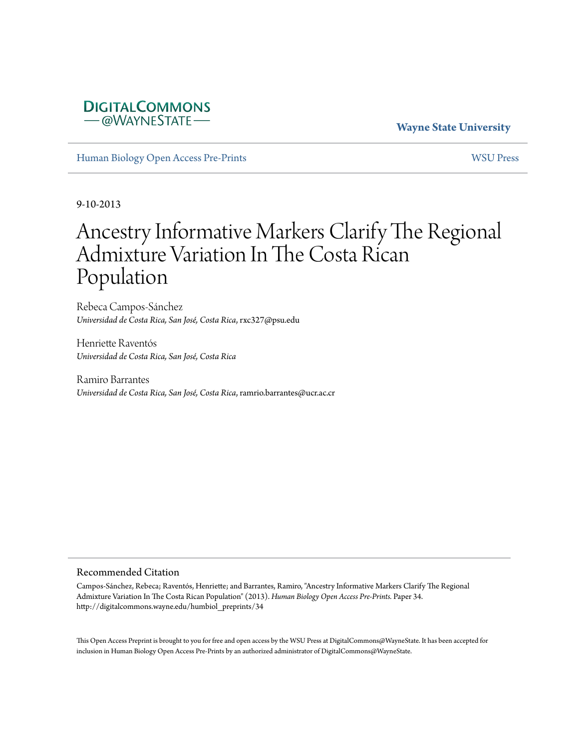DigitalCommons
@WayneState

**Wayne State University**

Human Biology Open Access Pre-Prints | WSU Press

9-10-2013

# Ancestry Informative Markers Clarify The Regional Admixture Variation In The Costa Rican Population

Rebeca Campos-Sánchez
*Universidad de Costa Rica, San José, Costa Rica*, rxc327@psu.edu

Henriette Raventós
*Universidad de Costa Rica, San José, Costa Rica*

Ramiro Barrantes
*Universidad de Costa Rica, San José, Costa Rica*, ramrio.barrantes@ucr.ac.cr

## Recommended Citation

Campos-Sánchez, Rebeca; Raventós, Henriette; and Barrantes, Ramiro, "Ancestry Informative Markers Clarify The Regional Admixture Variation In The Costa Rican Population" (2013). *Human Biology Open Access Pre-Prints.* Paper 34.
http://digitalcommons.wayne.edu/humbiol_preprints/34

This Open Access Preprint is brought to you for free and open access by the WSU Press at DigitalCommons@WayneState. It has been accepted for inclusion in Human Biology Open Access Pre-Prints by an authorized administrator of DigitalCommons@WayneState.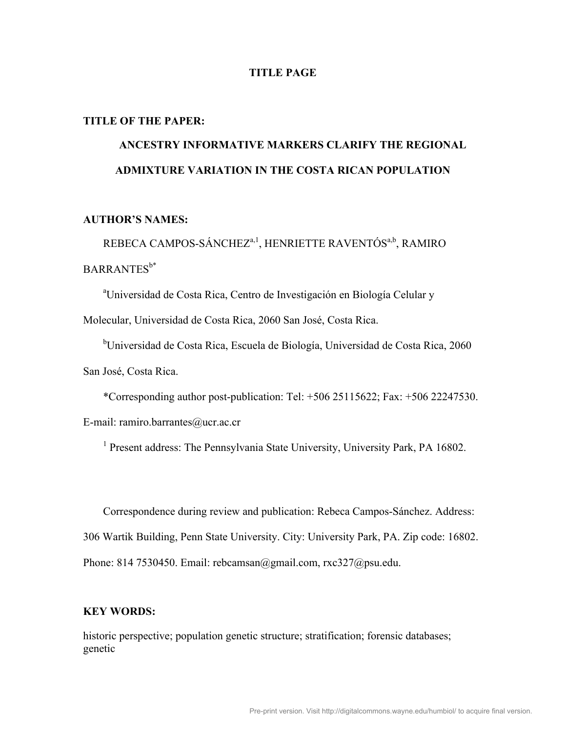# TITLE PAGE

## TITLE OF THE PAPER:

### ANCESTRY INFORMATIVE MARKERS CLARIFY THE REGIONAL ADMIXTURE VARIATION IN THE COSTA RICAN POPULATION

## AUTHOR'S NAMES:

REBECA CAMPOS-SÁNCHEZ[a,1], HENRIETTE RAVENTÓS[a,b], RAMIRO BARRANTES[b*]

[a]Universidad de Costa Rica, Centro de Investigación en Biología Celular y Molecular, Universidad de Costa Rica, 2060 San José, Costa Rica.

[b]Universidad de Costa Rica, Escuela de Biología, Universidad de Costa Rica, 2060 San José, Costa Rica.

*Corresponding author post-publication: Tel: +506 25115622; Fax: +506 22247530. E-mail: ramiro.barrantes@ucr.ac.cr

[1] Present address: The Pennsylvania State University, University Park, PA 16802.

Correspondence during review and publication: Rebeca Campos-Sánchez. Address: 306 Wartik Building, Penn State University. City: University Park, PA. Zip code: 16802. Phone: 814 7530450. Email: rebcamsan@gmail.com, rxc327@psu.edu.

## KEY WORDS:

historic perspective; population genetic structure; stratification; forensic databases; genetic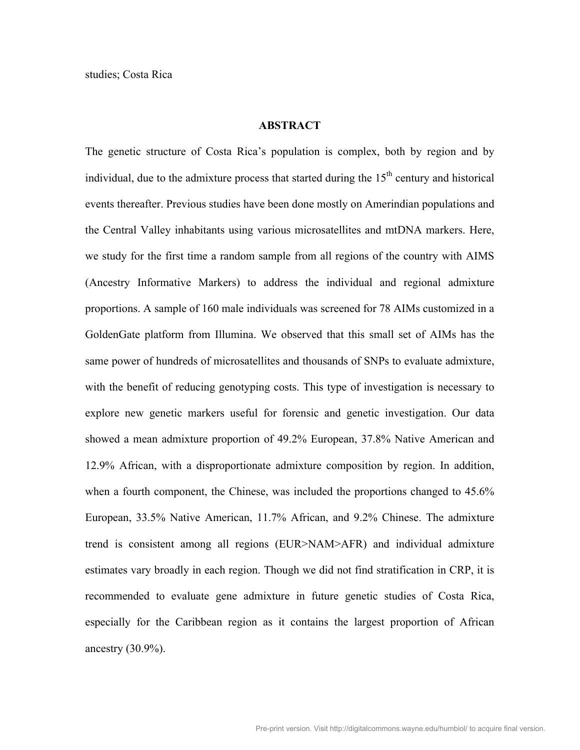studies; Costa Rica

## ABSTRACT

The genetic structure of Costa Rica's population is complex, both by region and by individual, due to the admixture process that started during the 15th century and historical events thereafter. Previous studies have been done mostly on Amerindian populations and the Central Valley inhabitants using various microsatellites and mtDNA markers. Here, we study for the first time a random sample from all regions of the country with AIMS (Ancestry Informative Markers) to address the individual and regional admixture proportions. A sample of 160 male individuals was screened for 78 AIMs customized in a GoldenGate platform from Illumina. We observed that this small set of AIMs has the same power of hundreds of microsatellites and thousands of SNPs to evaluate admixture, with the benefit of reducing genotyping costs. This type of investigation is necessary to explore new genetic markers useful for forensic and genetic investigation. Our data showed a mean admixture proportion of 49.2% European, 37.8% Native American and 12.9% African, with a disproportionate admixture composition by region. In addition, when a fourth component, the Chinese, was included the proportions changed to 45.6% European, 33.5% Native American, 11.7% African, and 9.2% Chinese. The admixture trend is consistent among all regions (EUR>NAM>AFR) and individual admixture estimates vary broadly in each region. Though we did not find stratification in CRP, it is recommended to evaluate gene admixture in future genetic studies of Costa Rica, especially for the Caribbean region as it contains the largest proportion of African ancestry (30.9%).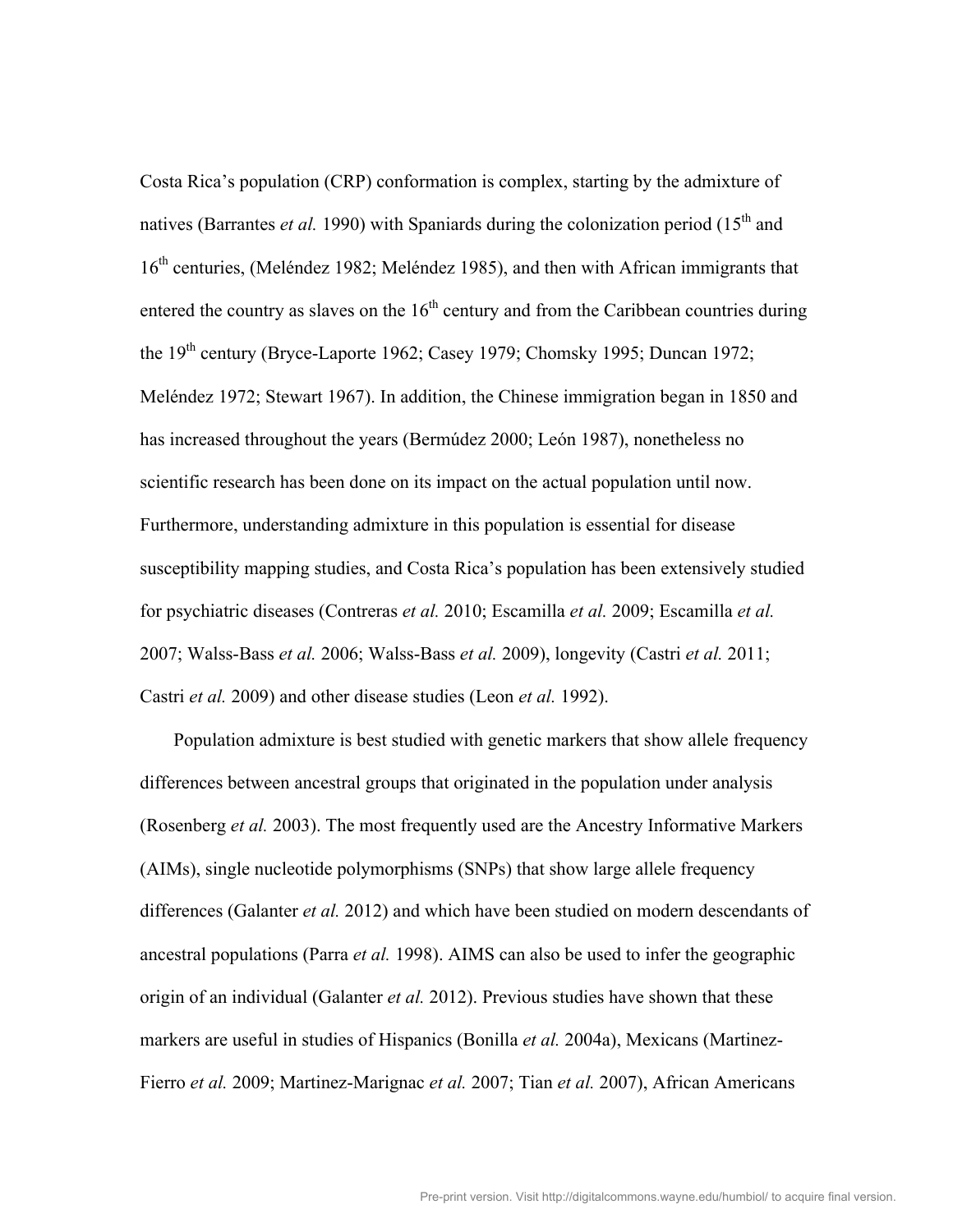Costa Rica's population (CRP) conformation is complex, starting by the admixture of natives (Barrantes *et al.* 1990) with Spaniards during the colonization period (15$^{th}$ and 16$^{th}$ centuries, (Meléndez 1982; Meléndez 1985), and then with African immigrants that entered the country as slaves on the 16$^{th}$ century and from the Caribbean countries during the 19$^{th}$ century (Bryce-Laporte 1962; Casey 1979; Chomsky 1995; Duncan 1972; Meléndez 1972; Stewart 1967). In addition, the Chinese immigration began in 1850 and has increased throughout the years (Bermúdez 2000; León 1987), nonetheless no scientific research has been done on its impact on the actual population until now. Furthermore, understanding admixture in this population is essential for disease susceptibility mapping studies, and Costa Rica's population has been extensively studied for psychiatric diseases (Contreras *et al.* 2010; Escamilla *et al.* 2009; Escamilla *et al.* 2007; Walss-Bass *et al.* 2006; Walss-Bass *et al.* 2009), longevity (Castri *et al.* 2011; Castri *et al.* 2009) and other disease studies (Leon *et al.* 1992).

Population admixture is best studied with genetic markers that show allele frequency differences between ancestral groups that originated in the population under analysis (Rosenberg *et al.* 2003). The most frequently used are the Ancestry Informative Markers (AIMs), single nucleotide polymorphisms (SNPs) that show large allele frequency differences (Galanter *et al.* 2012) and which have been studied on modern descendants of ancestral populations (Parra *et al.* 1998). AIMS can also be used to infer the geographic origin of an individual (Galanter *et al.* 2012). Previous studies have shown that these markers are useful in studies of Hispanics (Bonilla *et al.* 2004a), Mexicans (Martinez-Fierro *et al.* 2009; Martinez-Marignac *et al.* 2007; Tian *et al.* 2007), African Americans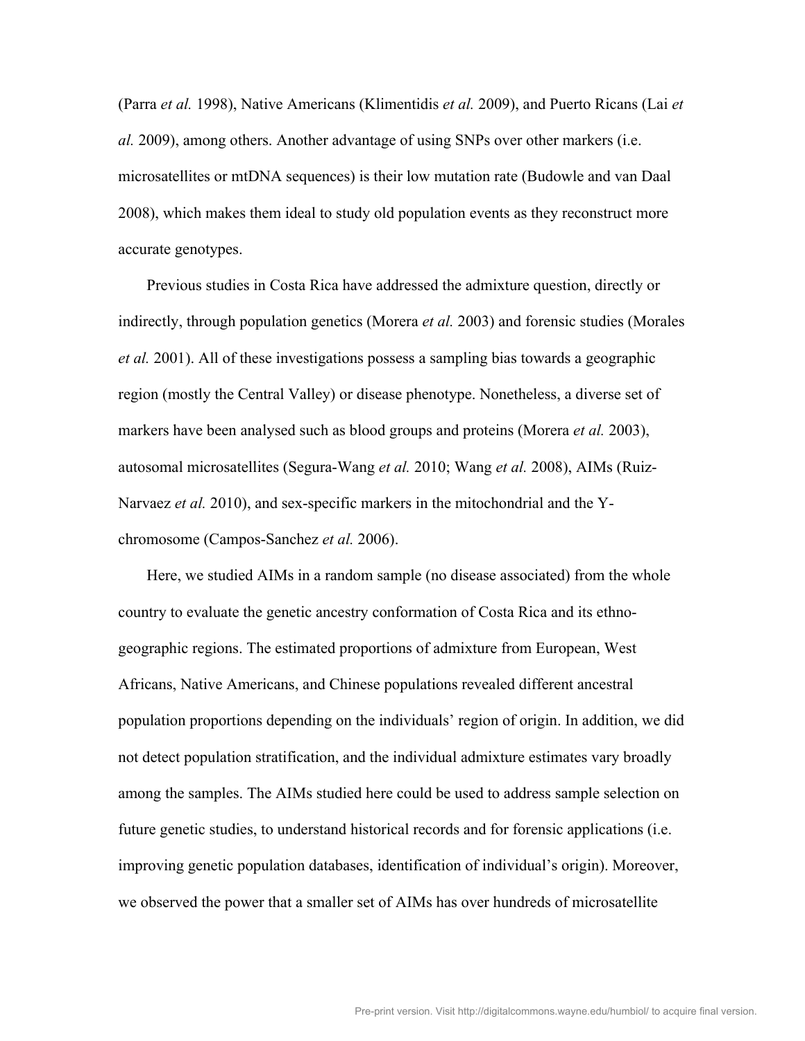(Parra *et al.* 1998), Native Americans (Klimentidis *et al.* 2009), and Puerto Ricans (Lai *et al.* 2009), among others. Another advantage of using SNPs over other markers (i.e. microsatellites or mtDNA sequences) is their low mutation rate (Budowle and van Daal 2008), which makes them ideal to study old population events as they reconstruct more accurate genotypes.

Previous studies in Costa Rica have addressed the admixture question, directly or indirectly, through population genetics (Morera *et al.* 2003) and forensic studies (Morales *et al.* 2001). All of these investigations possess a sampling bias towards a geographic region (mostly the Central Valley) or disease phenotype. Nonetheless, a diverse set of markers have been analysed such as blood groups and proteins (Morera *et al.* 2003), autosomal microsatellites (Segura-Wang *et al.* 2010; Wang *et al.* 2008), AIMs (Ruiz-Narvaez *et al.* 2010), and sex-specific markers in the mitochondrial and the Y-chromosome (Campos-Sanchez *et al.* 2006).

Here, we studied AIMs in a random sample (no disease associated) from the whole country to evaluate the genetic ancestry conformation of Costa Rica and its ethno-geographic regions. The estimated proportions of admixture from European, West Africans, Native Americans, and Chinese populations revealed different ancestral population proportions depending on the individuals' region of origin. In addition, we did not detect population stratification, and the individual admixture estimates vary broadly among the samples. The AIMs studied here could be used to address sample selection on future genetic studies, to understand historical records and for forensic applications (i.e. improving genetic population databases, identification of individual's origin). Moreover, we observed the power that a smaller set of AIMs has over hundreds of microsatellite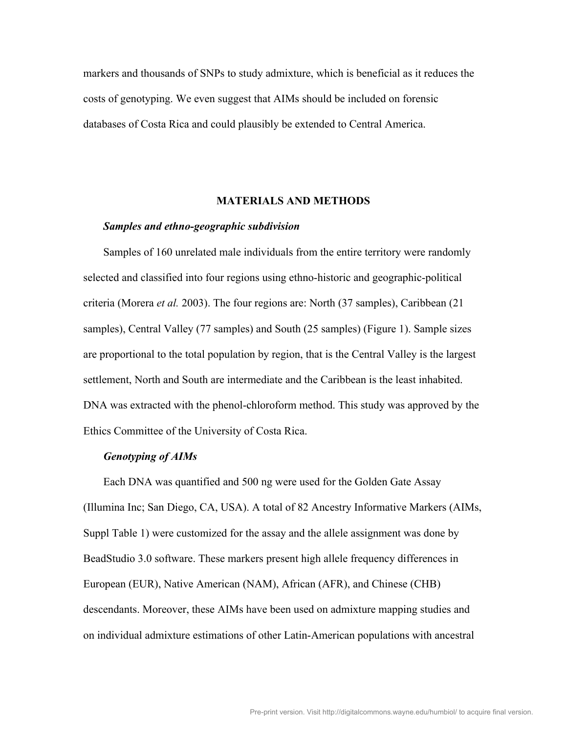markers and thousands of SNPs to study admixture, which is beneficial as it reduces the costs of genotyping. We even suggest that AIMs should be included on forensic databases of Costa Rica and could plausibly be extended to Central America.

## MATERIALS AND METHODS

### *Samples and ethno-geographic subdivision*

Samples of 160 unrelated male individuals from the entire territory were randomly selected and classified into four regions using ethno-historic and geographic-political criteria (Morera *et al.* 2003). The four regions are: North (37 samples), Caribbean (21 samples), Central Valley (77 samples) and South (25 samples) (Figure 1). Sample sizes are proportional to the total population by region, that is the Central Valley is the largest settlement, North and South are intermediate and the Caribbean is the least inhabited. DNA was extracted with the phenol-chloroform method. This study was approved by the Ethics Committee of the University of Costa Rica.

### *Genotyping of AIMs*

Each DNA was quantified and 500 ng were used for the Golden Gate Assay (Illumina Inc; San Diego, CA, USA). A total of 82 Ancestry Informative Markers (AIMs, Suppl Table 1) were customized for the assay and the allele assignment was done by BeadStudio 3.0 software. These markers present high allele frequency differences in European (EUR), Native American (NAM), African (AFR), and Chinese (CHB) descendants. Moreover, these AIMs have been used on admixture mapping studies and on individual admixture estimations of other Latin-American populations with ancestral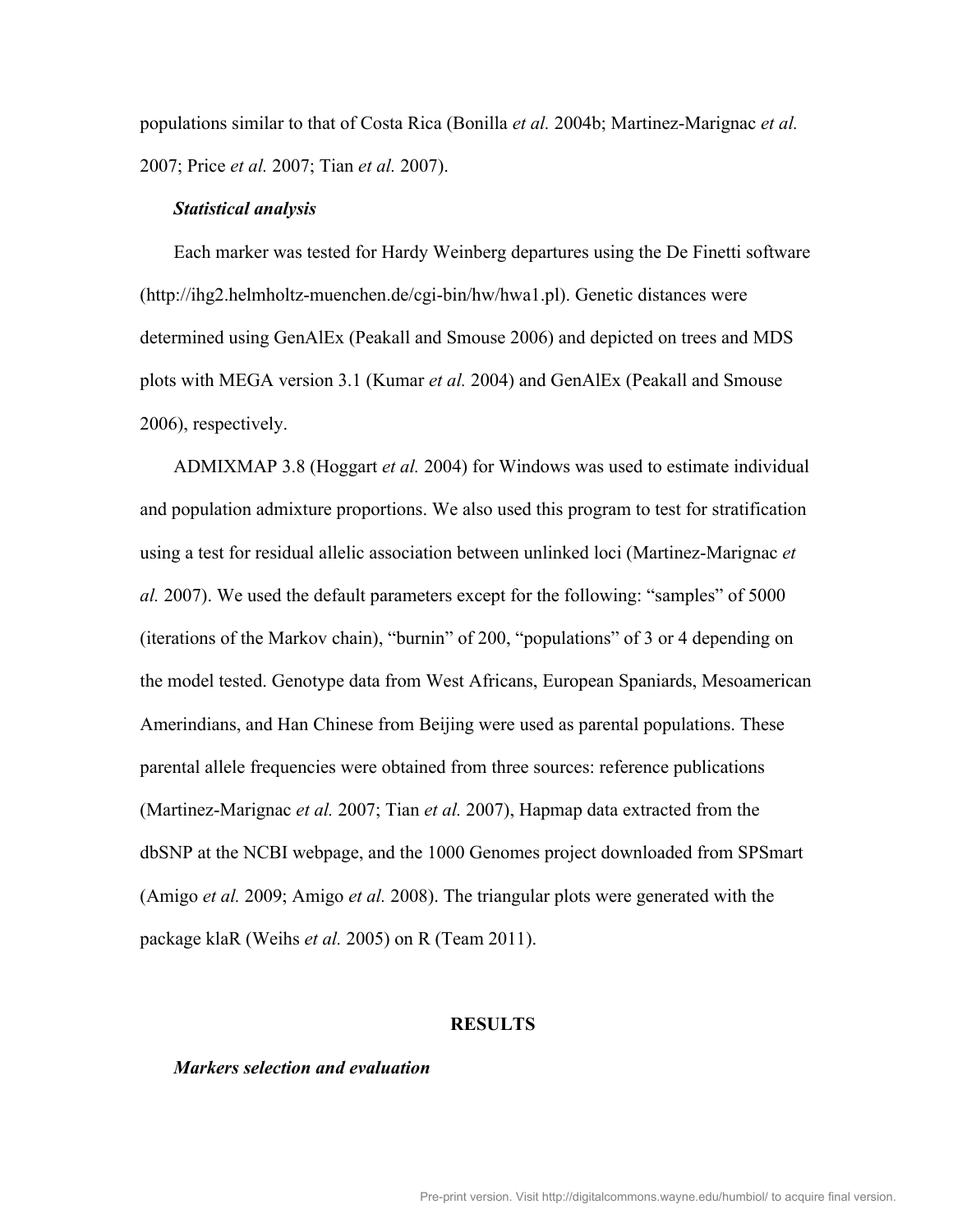populations similar to that of Costa Rica (Bonilla *et al.* 2004b; Martinez-Marignac *et al.* 2007; Price *et al.* 2007; Tian *et al.* 2007).

### *Statistical analysis*

Each marker was tested for Hardy Weinberg departures using the De Finetti software (http://ihg2.helmholtz-muenchen.de/cgi-bin/hw/hwa1.pl). Genetic distances were determined using GenAlEx (Peakall and Smouse 2006) and depicted on trees and MDS plots with MEGA version 3.1 (Kumar *et al.* 2004) and GenAlEx (Peakall and Smouse 2006), respectively.

ADMIXMAP 3.8 (Hoggart *et al.* 2004) for Windows was used to estimate individual and population admixture proportions. We also used this program to test for stratification using a test for residual allelic association between unlinked loci (Martinez-Marignac *et al.* 2007). We used the default parameters except for the following: "samples" of 5000 (iterations of the Markov chain), "burnin" of 200, "populations" of 3 or 4 depending on the model tested. Genotype data from West Africans, European Spaniards, Mesoamerican Amerindians, and Han Chinese from Beijing were used as parental populations. These parental allele frequencies were obtained from three sources: reference publications (Martinez-Marignac *et al.* 2007; Tian *et al.* 2007), Hapmap data extracted from the dbSNP at the NCBI webpage, and the 1000 Genomes project downloaded from SPSmart (Amigo *et al.* 2009; Amigo *et al.* 2008). The triangular plots were generated with the package klaR (Weihs *et al.* 2005) on R (Team 2011).

## RESULTS

### *Markers selection and evaluation*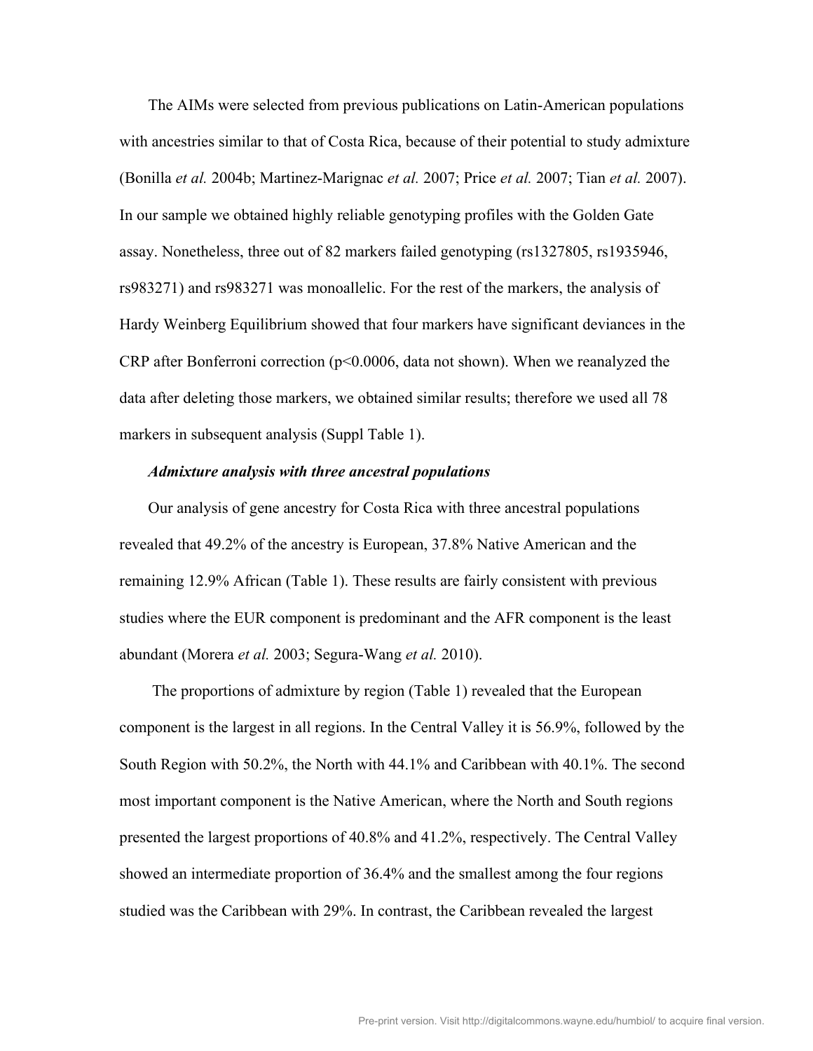The AIMs were selected from previous publications on Latin-American populations with ancestries similar to that of Costa Rica, because of their potential to study admixture (Bonilla *et al.* 2004b; Martinez-Marignac *et al.* 2007; Price *et al.* 2007; Tian *et al.* 2007). In our sample we obtained highly reliable genotyping profiles with the Golden Gate assay. Nonetheless, three out of 82 markers failed genotyping (rs1327805, rs1935946, rs983271) and rs983271 was monoallelic. For the rest of the markers, the analysis of Hardy Weinberg Equilibrium showed that four markers have significant deviances in the CRP after Bonferroni correction ($p<0.0006$, data not shown). When we reanalyzed the data after deleting those markers, we obtained similar results; therefore we used all 78 markers in subsequent analysis (Suppl Table 1).

***Admixture analysis with three ancestral populations***

Our analysis of gene ancestry for Costa Rica with three ancestral populations revealed that 49.2% of the ancestry is European, 37.8% Native American and the remaining 12.9% African (Table 1). These results are fairly consistent with previous studies where the EUR component is predominant and the AFR component is the least abundant (Morera *et al.* 2003; Segura-Wang *et al.* 2010).

The proportions of admixture by region (Table 1) revealed that the European component is the largest in all regions. In the Central Valley it is 56.9%, followed by the South Region with 50.2%, the North with 44.1% and Caribbean with 40.1%. The second most important component is the Native American, where the North and South regions presented the largest proportions of 40.8% and 41.2%, respectively. The Central Valley showed an intermediate proportion of 36.4% and the smallest among the four regions studied was the Caribbean with 29%. In contrast, the Caribbean revealed the largest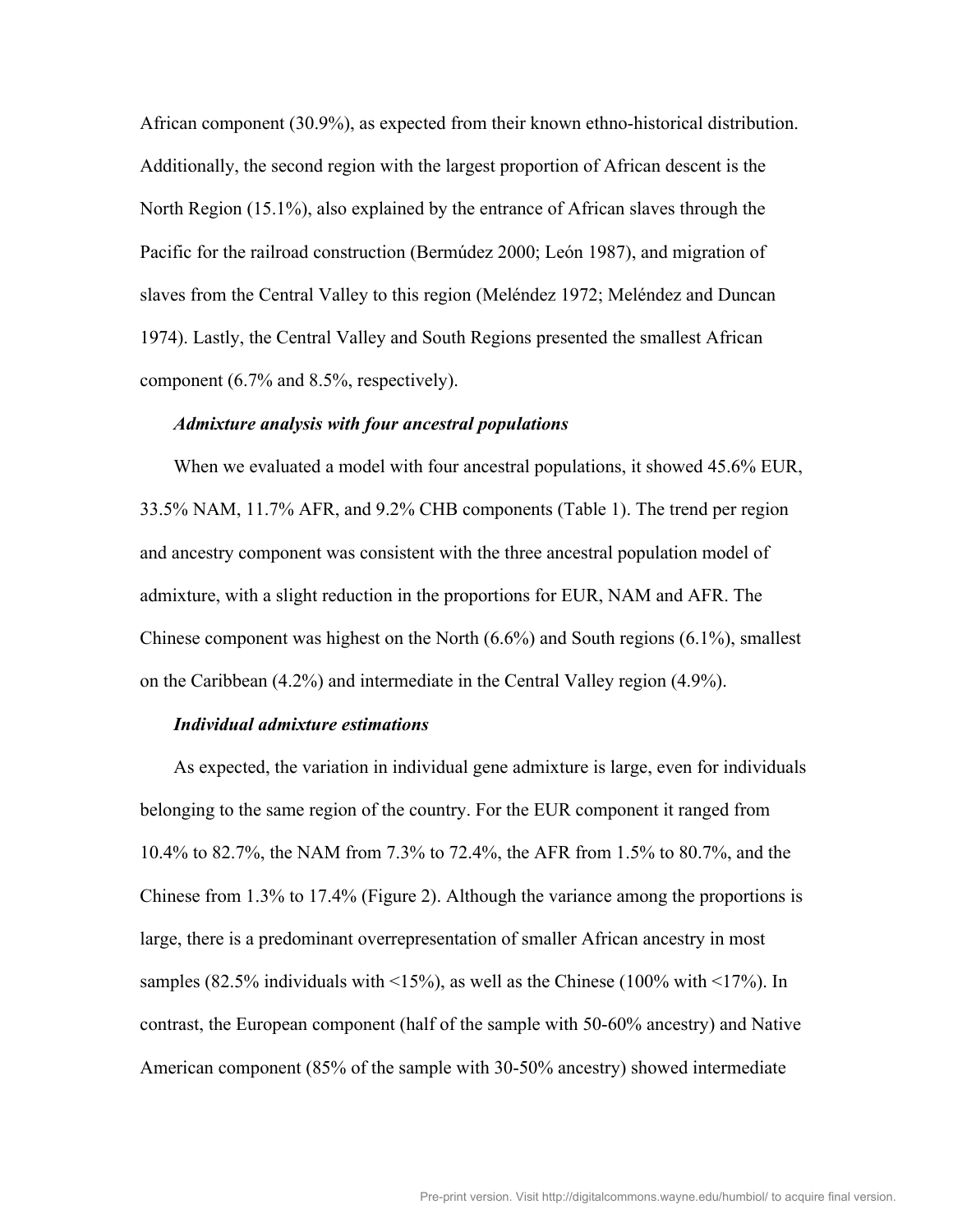African component (30.9%), as expected from their known ethno-historical distribution. Additionally, the second region with the largest proportion of African descent is the North Region (15.1%), also explained by the entrance of African slaves through the Pacific for the railroad construction (Bermúdez 2000; León 1987), and migration of slaves from the Central Valley to this region (Meléndez 1972; Meléndez and Duncan 1974). Lastly, the Central Valley and South Regions presented the smallest African component (6.7% and 8.5%, respectively).

### *Admixture analysis with four ancestral populations*

When we evaluated a model with four ancestral populations, it showed 45.6% EUR, 33.5% NAM, 11.7% AFR, and 9.2% CHB components (Table 1). The trend per region and ancestry component was consistent with the three ancestral population model of admixture, with a slight reduction in the proportions for EUR, NAM and AFR. The Chinese component was highest on the North (6.6%) and South regions (6.1%), smallest on the Caribbean (4.2%) and intermediate in the Central Valley region (4.9%).

### *Individual admixture estimations*

As expected, the variation in individual gene admixture is large, even for individuals belonging to the same region of the country. For the EUR component it ranged from 10.4% to 82.7%, the NAM from 7.3% to 72.4%, the AFR from 1.5% to 80.7%, and the Chinese from 1.3% to 17.4% (Figure 2). Although the variance among the proportions is large, there is a predominant overrepresentation of smaller African ancestry in most samples (82.5% individuals with <15%), as well as the Chinese (100% with <17%). In contrast, the European component (half of the sample with 50-60% ancestry) and Native American component (85% of the sample with 30-50% ancestry) showed intermediate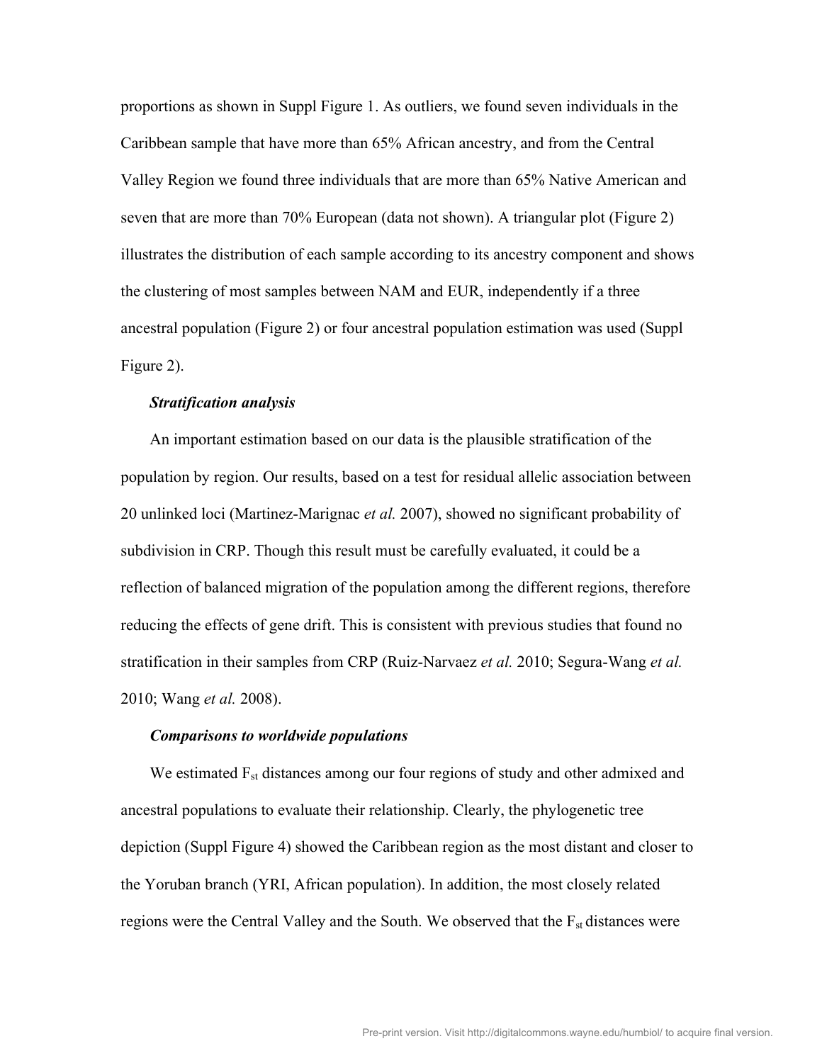proportions as shown in Suppl Figure 1. As outliers, we found seven individuals in the Caribbean sample that have more than 65% African ancestry, and from the Central Valley Region we found three individuals that are more than 65% Native American and seven that are more than 70% European (data not shown). A triangular plot (Figure 2) illustrates the distribution of each sample according to its ancestry component and shows the clustering of most samples between NAM and EUR, independently if a three ancestral population (Figure 2) or four ancestral population estimation was used (Suppl Figure 2).

***Stratification analysis***

An important estimation based on our data is the plausible stratification of the population by region. Our results, based on a test for residual allelic association between 20 unlinked loci (Martinez-Marignac *et al.* 2007), showed no significant probability of subdivision in CRP. Though this result must be carefully evaluated, it could be a reflection of balanced migration of the population among the different regions, therefore reducing the effects of gene drift. This is consistent with previous studies that found no stratification in their samples from CRP (Ruiz-Narvaez *et al.* 2010; Segura-Wang *et al.* 2010; Wang *et al.* 2008).

***Comparisons to worldwide populations***

We estimated $F_{st}$ distances among our four regions of study and other admixed and ancestral populations to evaluate their relationship. Clearly, the phylogenetic tree depiction (Suppl Figure 4) showed the Caribbean region as the most distant and closer to the Yoruban branch (YRI, African population). In addition, the most closely related regions were the Central Valley and the South. We observed that the $F_{st}$ distances were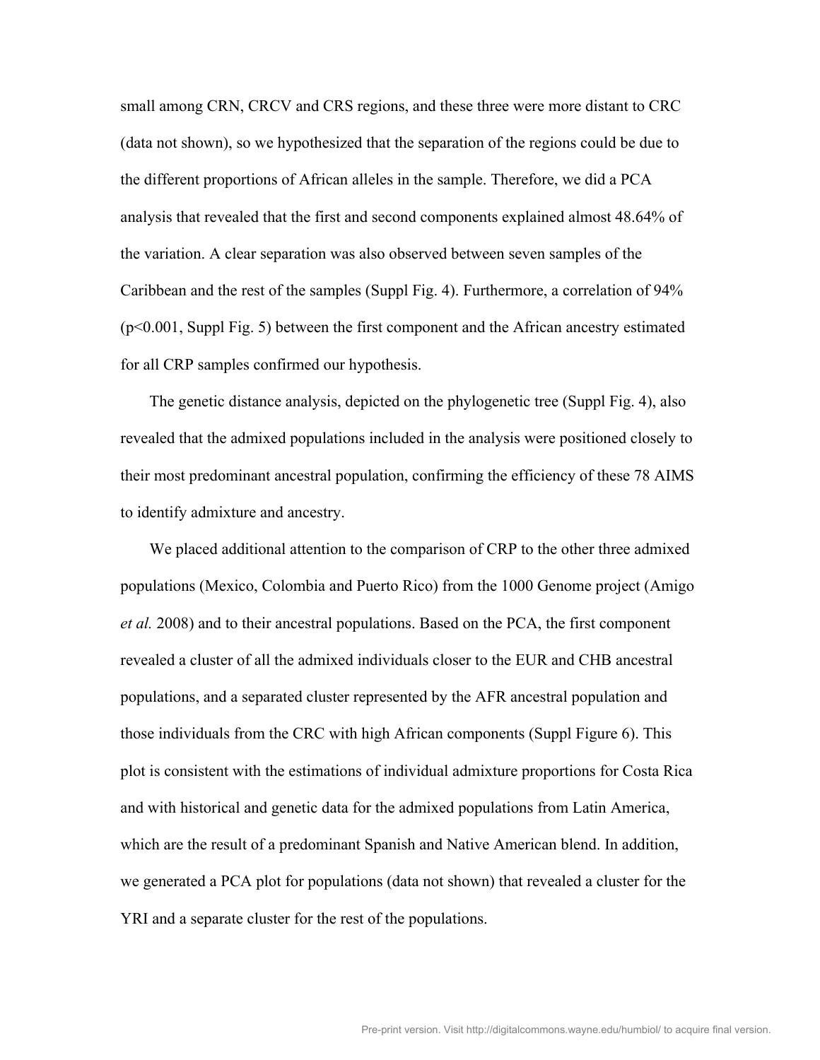small among CRN, CRCV and CRS regions, and these three were more distant to CRC (data not shown), so we hypothesized that the separation of the regions could be due to the different proportions of African alleles in the sample. Therefore, we did a PCA analysis that revealed that the first and second components explained almost 48.64% of the variation. A clear separation was also observed between seven samples of the Caribbean and the rest of the samples (Suppl Fig. 4). Furthermore, a correlation of 94% ($p<0.001$, Suppl Fig. 5) between the first component and the African ancestry estimated for all CRP samples confirmed our hypothesis.

The genetic distance analysis, depicted on the phylogenetic tree (Suppl Fig. 4), also revealed that the admixed populations included in the analysis were positioned closely to their most predominant ancestral population, confirming the efficiency of these 78 AIMS to identify admixture and ancestry.

We placed additional attention to the comparison of CRP to the other three admixed populations (Mexico, Colombia and Puerto Rico) from the 1000 Genome project (Amigo *et al.* 2008) and to their ancestral populations. Based on the PCA, the first component revealed a cluster of all the admixed individuals closer to the EUR and CHB ancestral populations, and a separated cluster represented by the AFR ancestral population and those individuals from the CRC with high African components (Suppl Figure 6). This plot is consistent with the estimations of individual admixture proportions for Costa Rica and with historical and genetic data for the admixed populations from Latin America, which are the result of a predominant Spanish and Native American blend. In addition, we generated a PCA plot for populations (data not shown) that revealed a cluster for the YRI and a separate cluster for the rest of the populations.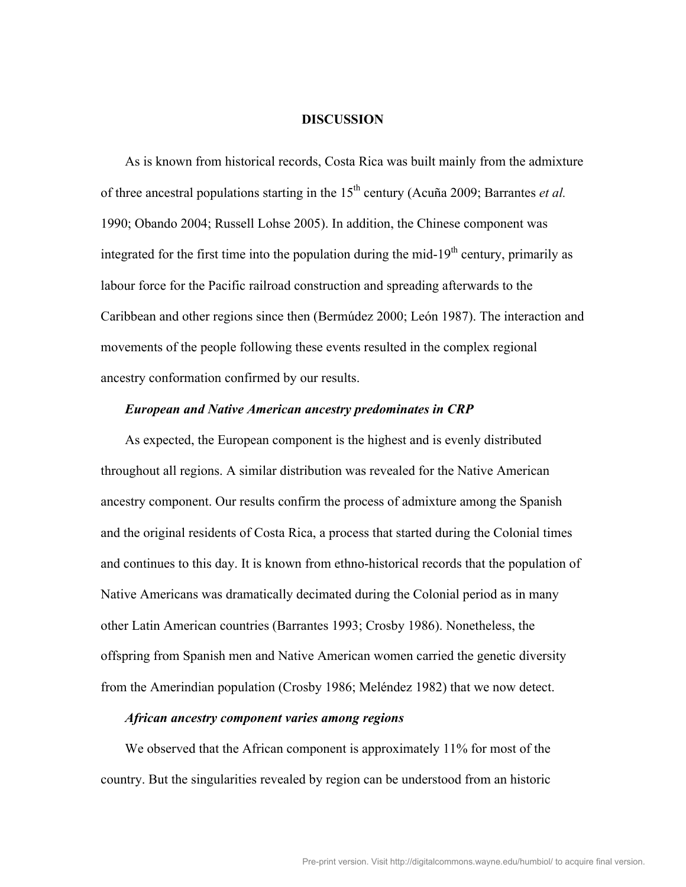## DISCUSSION

As is known from historical records, Costa Rica was built mainly from the admixture of three ancestral populations starting in the 15th century (Acuña 2009; Barrantes *et al.* 1990; Obando 2004; Russell Lohse 2005). In addition, the Chinese component was integrated for the first time into the population during the mid-19th century, primarily as labour force for the Pacific railroad construction and spreading afterwards to the Caribbean and other regions since then (Bermúdez 2000; León 1987). The interaction and movements of the people following these events resulted in the complex regional ancestry conformation confirmed by our results.

### *European and Native American ancestry predominates in CRP*

As expected, the European component is the highest and is evenly distributed throughout all regions. A similar distribution was revealed for the Native American ancestry component. Our results confirm the process of admixture among the Spanish and the original residents of Costa Rica, a process that started during the Colonial times and continues to this day. It is known from ethno-historical records that the population of Native Americans was dramatically decimated during the Colonial period as in many other Latin American countries (Barrantes 1993; Crosby 1986). Nonetheless, the offspring from Spanish men and Native American women carried the genetic diversity from the Amerindian population (Crosby 1986; Meléndez 1982) that we now detect.

### *African ancestry component varies among regions*

We observed that the African component is approximately 11% for most of the country. But the singularities revealed by region can be understood from an historic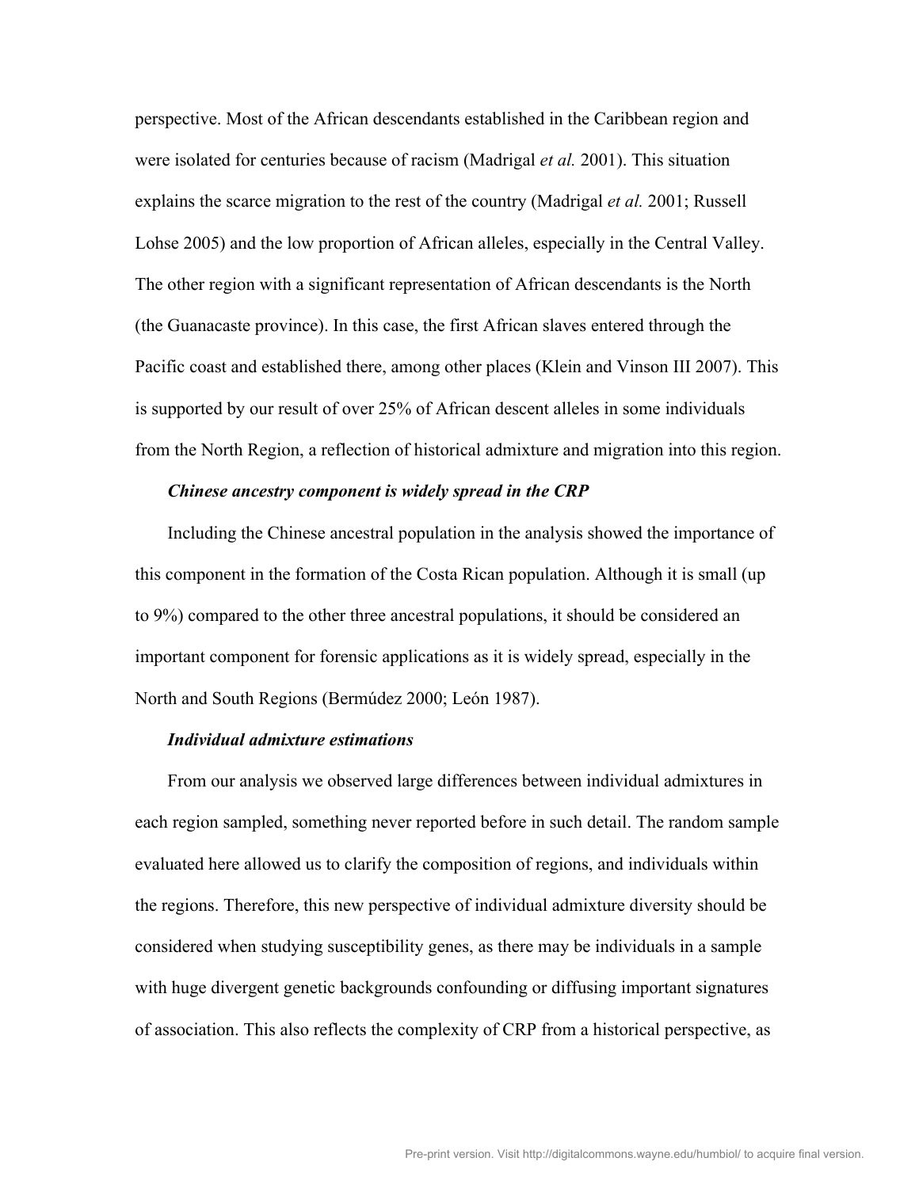perspective. Most of the African descendants established in the Caribbean region and were isolated for centuries because of racism (Madrigal *et al.* 2001). This situation explains the scarce migration to the rest of the country (Madrigal *et al.* 2001; Russell Lohse 2005) and the low proportion of African alleles, especially in the Central Valley. The other region with a significant representation of African descendants is the North (the Guanacaste province). In this case, the first African slaves entered through the Pacific coast and established there, among other places (Klein and Vinson III 2007). This is supported by our result of over 25% of African descent alleles in some individuals from the North Region, a reflection of historical admixture and migration into this region.

***Chinese ancestry component is widely spread in the CRP***

Including the Chinese ancestral population in the analysis showed the importance of this component in the formation of the Costa Rican population. Although it is small (up to 9%) compared to the other three ancestral populations, it should be considered an important component for forensic applications as it is widely spread, especially in the North and South Regions (Bermúdez 2000; León 1987).

***Individual admixture estimations***

From our analysis we observed large differences between individual admixtures in each region sampled, something never reported before in such detail. The random sample evaluated here allowed us to clarify the composition of regions, and individuals within the regions. Therefore, this new perspective of individual admixture diversity should be considered when studying susceptibility genes, as there may be individuals in a sample with huge divergent genetic backgrounds confounding or diffusing important signatures of association. This also reflects the complexity of CRP from a historical perspective, as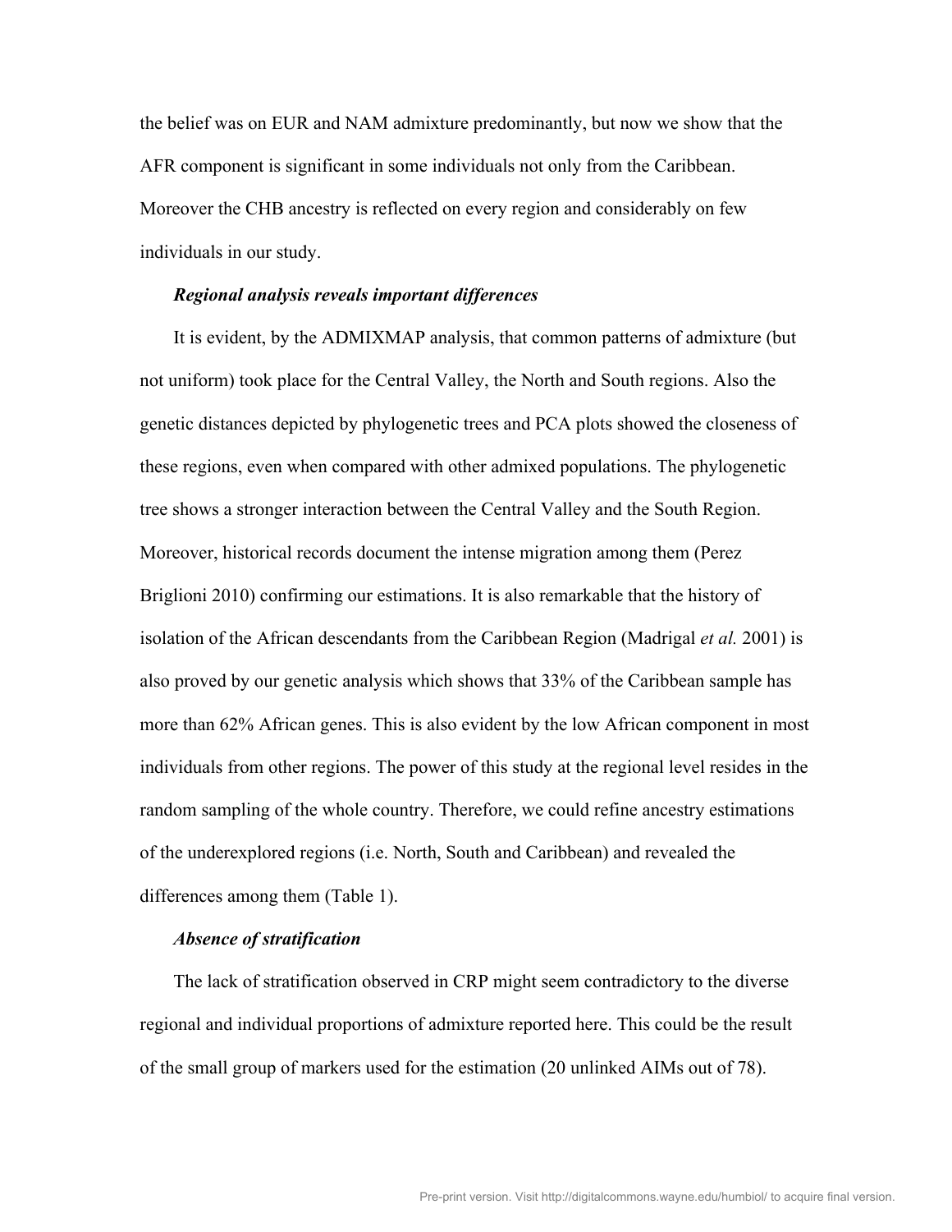the belief was on EUR and NAM admixture predominantly, but now we show that the AFR component is significant in some individuals not only from the Caribbean. Moreover the CHB ancestry is reflected on every region and considerably on few individuals in our study.

### *Regional analysis reveals important differences*

It is evident, by the ADMIXMAP analysis, that common patterns of admixture (but not uniform) took place for the Central Valley, the North and South regions. Also the genetic distances depicted by phylogenetic trees and PCA plots showed the closeness of these regions, even when compared with other admixed populations. The phylogenetic tree shows a stronger interaction between the Central Valley and the South Region. Moreover, historical records document the intense migration among them (Perez Briglioni 2010) confirming our estimations. It is also remarkable that the history of isolation of the African descendants from the Caribbean Region (Madrigal *et al.* 2001) is also proved by our genetic analysis which shows that 33% of the Caribbean sample has more than 62% African genes. This is also evident by the low African component in most individuals from other regions. The power of this study at the regional level resides in the random sampling of the whole country. Therefore, we could refine ancestry estimations of the underexplored regions (i.e. North, South and Caribbean) and revealed the differences among them (Table 1).

### *Absence of stratification*

The lack of stratification observed in CRP might seem contradictory to the diverse regional and individual proportions of admixture reported here. This could be the result of the small group of markers used for the estimation (20 unlinked AIMs out of 78).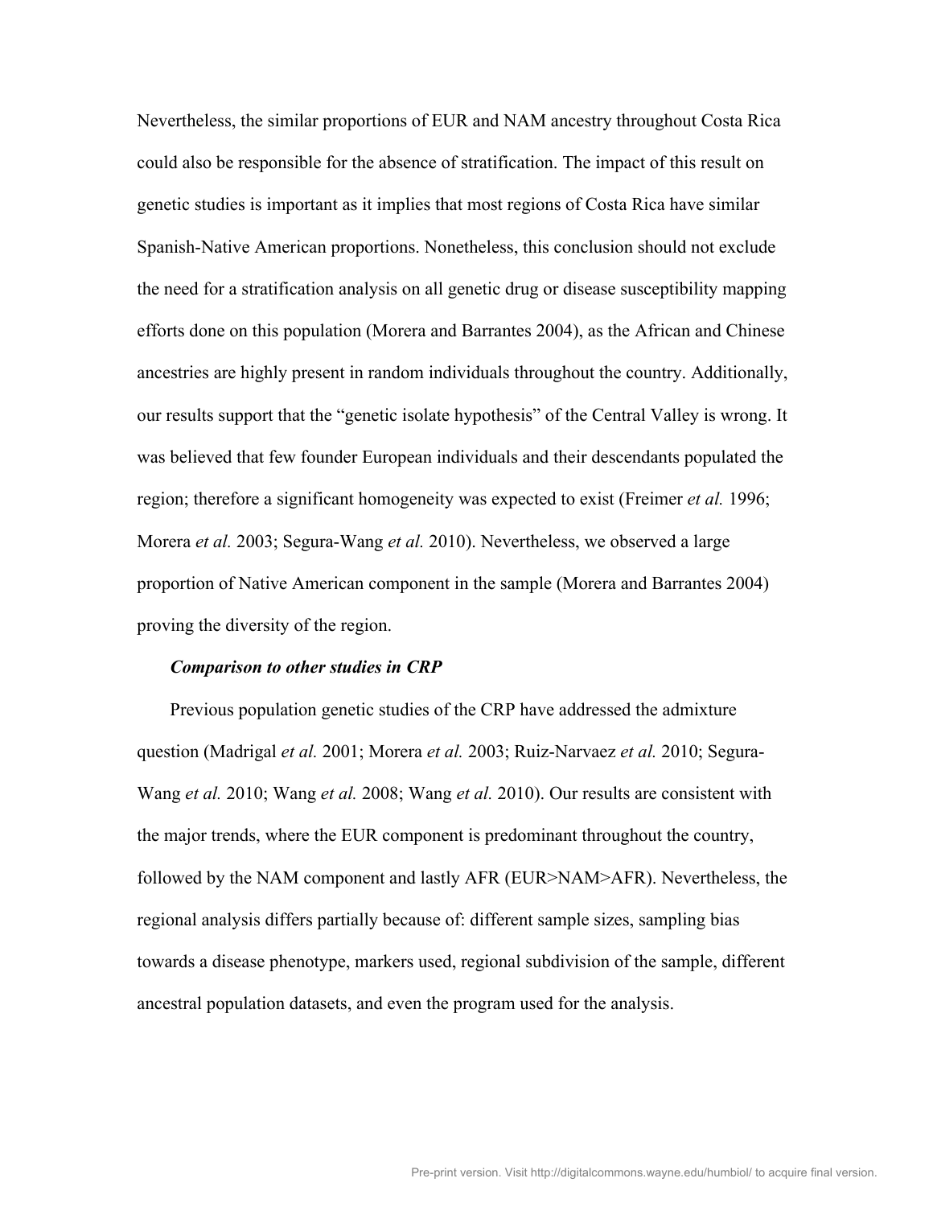Nevertheless, the similar proportions of EUR and NAM ancestry throughout Costa Rica could also be responsible for the absence of stratification. The impact of this result on genetic studies is important as it implies that most regions of Costa Rica have similar Spanish-Native American proportions. Nonetheless, this conclusion should not exclude the need for a stratification analysis on all genetic drug or disease susceptibility mapping efforts done on this population (Morera and Barrantes 2004), as the African and Chinese ancestries are highly present in random individuals throughout the country. Additionally, our results support that the "genetic isolate hypothesis" of the Central Valley is wrong. It was believed that few founder European individuals and their descendants populated the region; therefore a significant homogeneity was expected to exist (Freimer *et al.* 1996; Morera *et al.* 2003; Segura-Wang *et al.* 2010). Nevertheless, we observed a large proportion of Native American component in the sample (Morera and Barrantes 2004) proving the diversity of the region.

***Comparison to other studies in CRP***

Previous population genetic studies of the CRP have addressed the admixture question (Madrigal *et al.* 2001; Morera *et al.* 2003; Ruiz-Narvaez *et al.* 2010; Segura-Wang *et al.* 2010; Wang *et al.* 2008; Wang *et al.* 2010). Our results are consistent with the major trends, where the EUR component is predominant throughout the country, followed by the NAM component and lastly AFR (EUR>NAM>AFR). Nevertheless, the regional analysis differs partially because of: different sample sizes, sampling bias towards a disease phenotype, markers used, regional subdivision of the sample, different ancestral population datasets, and even the program used for the analysis.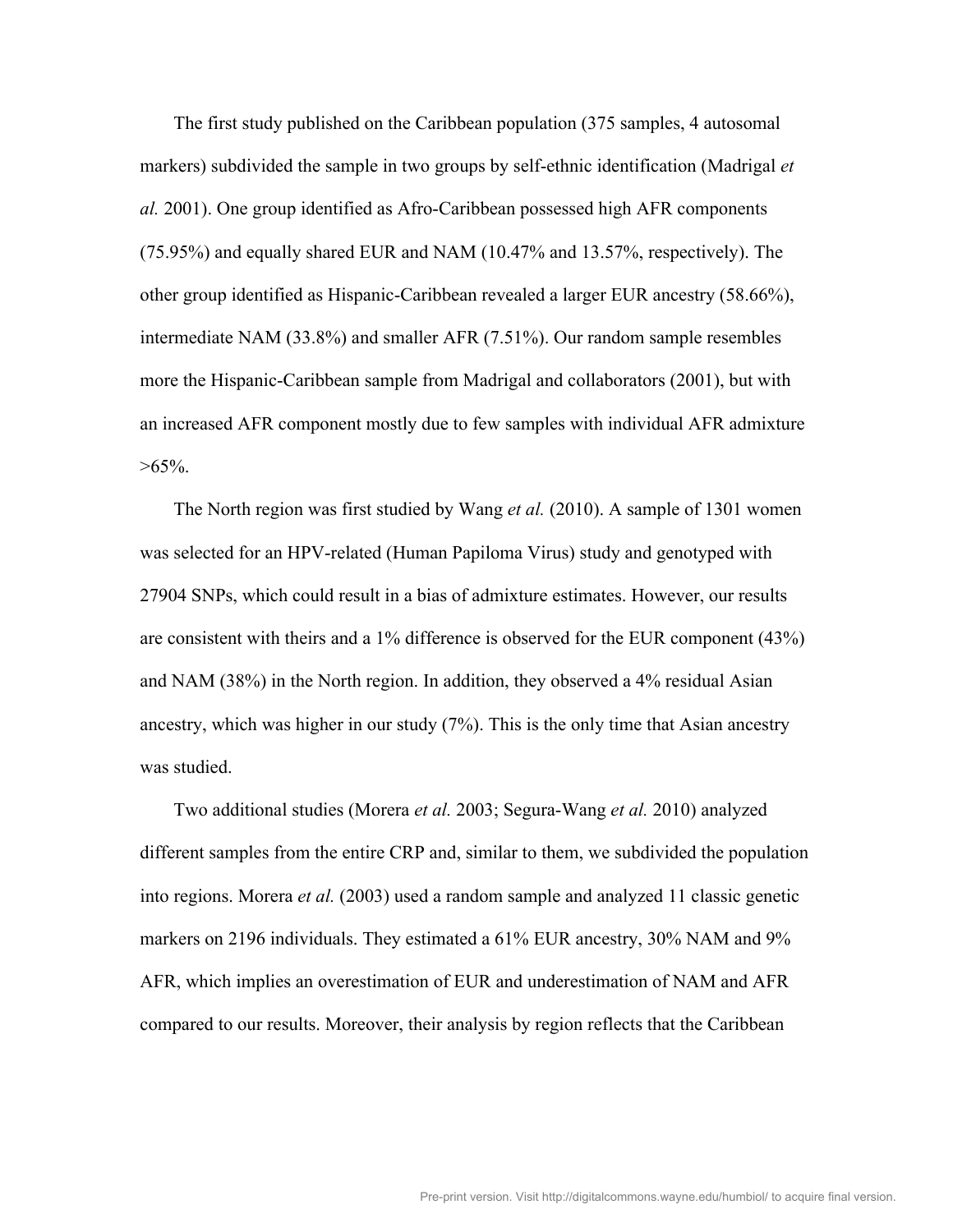The first study published on the Caribbean population (375 samples, 4 autosomal markers) subdivided the sample in two groups by self-ethnic identification (Madrigal *et al.* 2001). One group identified as Afro-Caribbean possessed high AFR components (75.95%) and equally shared EUR and NAM (10.47% and 13.57%, respectively). The other group identified as Hispanic-Caribbean revealed a larger EUR ancestry (58.66%), intermediate NAM (33.8%) and smaller AFR (7.51%). Our random sample resembles more the Hispanic-Caribbean sample from Madrigal and collaborators (2001), but with an increased AFR component mostly due to few samples with individual AFR admixture >65%.

The North region was first studied by Wang *et al.* (2010). A sample of 1301 women was selected for an HPV-related (Human Papiloma Virus) study and genotyped with 27904 SNPs, which could result in a bias of admixture estimates. However, our results are consistent with theirs and a 1% difference is observed for the EUR component (43%) and NAM (38%) in the North region. In addition, they observed a 4% residual Asian ancestry, which was higher in our study (7%). This is the only time that Asian ancestry was studied.

Two additional studies (Morera *et al.* 2003; Segura-Wang *et al.* 2010) analyzed different samples from the entire CRP and, similar to them, we subdivided the population into regions. Morera *et al.* (2003) used a random sample and analyzed 11 classic genetic markers on 2196 individuals. They estimated a 61% EUR ancestry, 30% NAM and 9% AFR, which implies an overestimation of EUR and underestimation of NAM and AFR compared to our results. Moreover, their analysis by region reflects that the Caribbean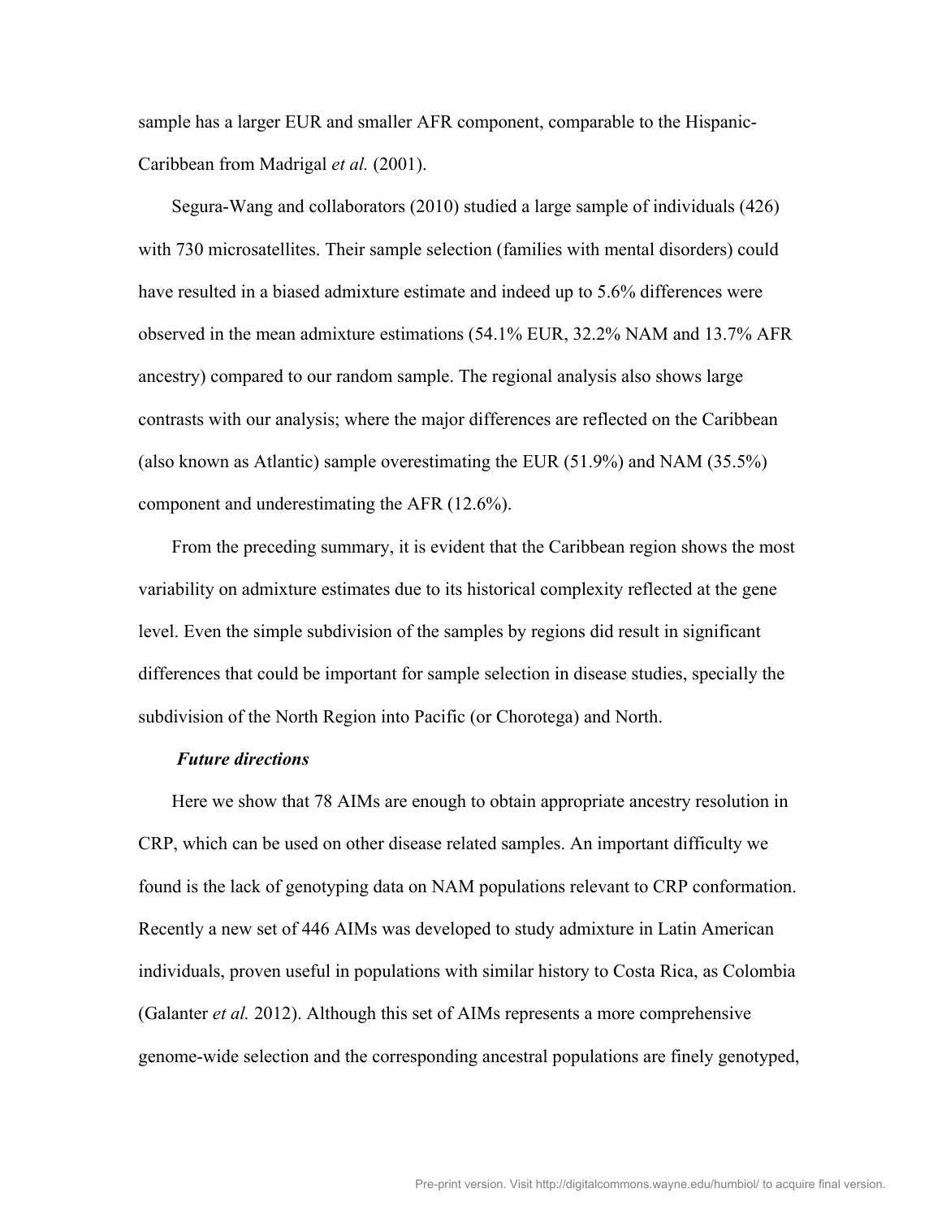sample has a larger EUR and smaller AFR component, comparable to the Hispanic-Caribbean from Madrigal *et al.* (2001).

Segura-Wang and collaborators (2010) studied a large sample of individuals (426) with 730 microsatellites. Their sample selection (families with mental disorders) could have resulted in a biased admixture estimate and indeed up to 5.6% differences were observed in the mean admixture estimations (54.1% EUR, 32.2% NAM and 13.7% AFR ancestry) compared to our random sample. The regional analysis also shows large contrasts with our analysis; where the major differences are reflected on the Caribbean (also known as Atlantic) sample overestimating the EUR (51.9%) and NAM (35.5%) component and underestimating the AFR (12.6%).

From the preceding summary, it is evident that the Caribbean region shows the most variability on admixture estimates due to its historical complexity reflected at the gene level. Even the simple subdivision of the samples by regions did result in significant differences that could be important for sample selection in disease studies, specially the subdivision of the North Region into Pacific (or Chorotega) and North.

***Future directions***

Here we show that 78 AIMs are enough to obtain appropriate ancestry resolution in CRP, which can be used on other disease related samples. An important difficulty we found is the lack of genotyping data on NAM populations relevant to CRP conformation. Recently a new set of 446 AIMs was developed to study admixture in Latin American individuals, proven useful in populations with similar history to Costa Rica, as Colombia (Galanter *et al.* 2012). Although this set of AIMs represents a more comprehensive genome-wide selection and the corresponding ancestral populations are finely genotyped,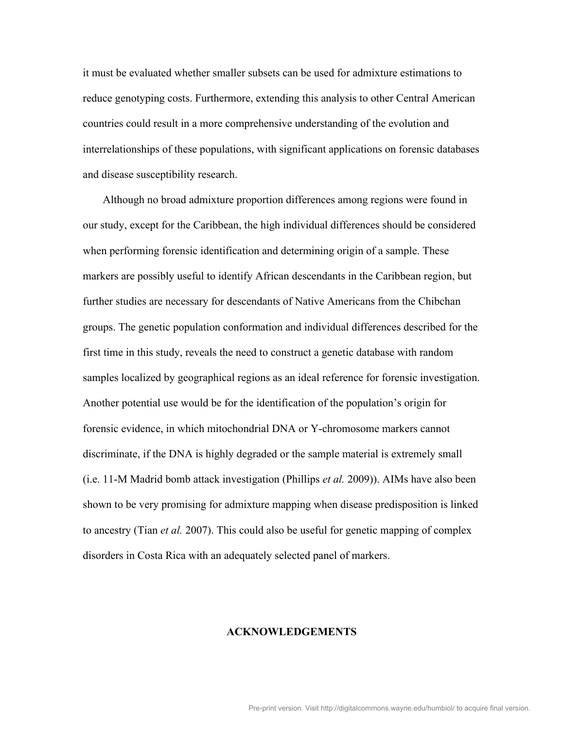it must be evaluated whether smaller subsets can be used for admixture estimations to reduce genotyping costs. Furthermore, extending this analysis to other Central American countries could result in a more comprehensive understanding of the evolution and interrelationships of these populations, with significant applications on forensic databases and disease susceptibility research.

Although no broad admixture proportion differences among regions were found in our study, except for the Caribbean, the high individual differences should be considered when performing forensic identification and determining origin of a sample. These markers are possibly useful to identify African descendants in the Caribbean region, but further studies are necessary for descendants of Native Americans from the Chibchan groups. The genetic population conformation and individual differences described for the first time in this study, reveals the need to construct a genetic database with random samples localized by geographical regions as an ideal reference for forensic investigation. Another potential use would be for the identification of the population's origin for forensic evidence, in which mitochondrial DNA or Y-chromosome markers cannot discriminate, if the DNA is highly degraded or the sample material is extremely small (i.e. 11-M Madrid bomb attack investigation (Phillips *et al.* 2009)). AIMs have also been shown to be very promising for admixture mapping when disease predisposition is linked to ancestry (Tian *et al.* 2007). This could also be useful for genetic mapping of complex disorders in Costa Rica with an adequately selected panel of markers.

## ACKNOWLEDGEMENTS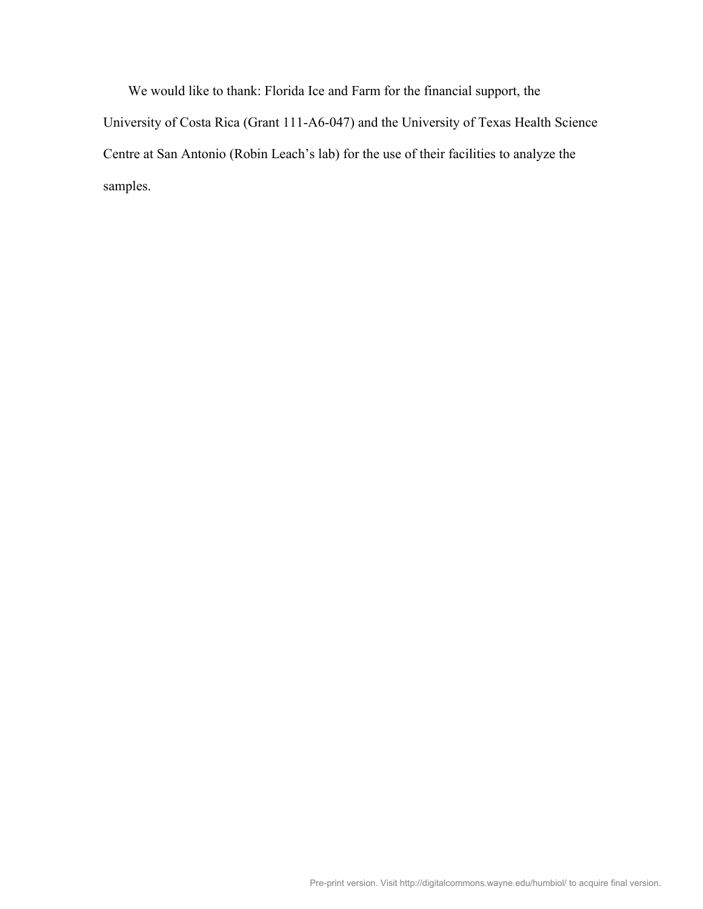We would like to thank: Florida Ice and Farm for the financial support, the University of Costa Rica (Grant 111-A6-047) and the University of Texas Health Science Centre at San Antonio (Robin Leach's lab) for the use of their facilities to analyze the samples.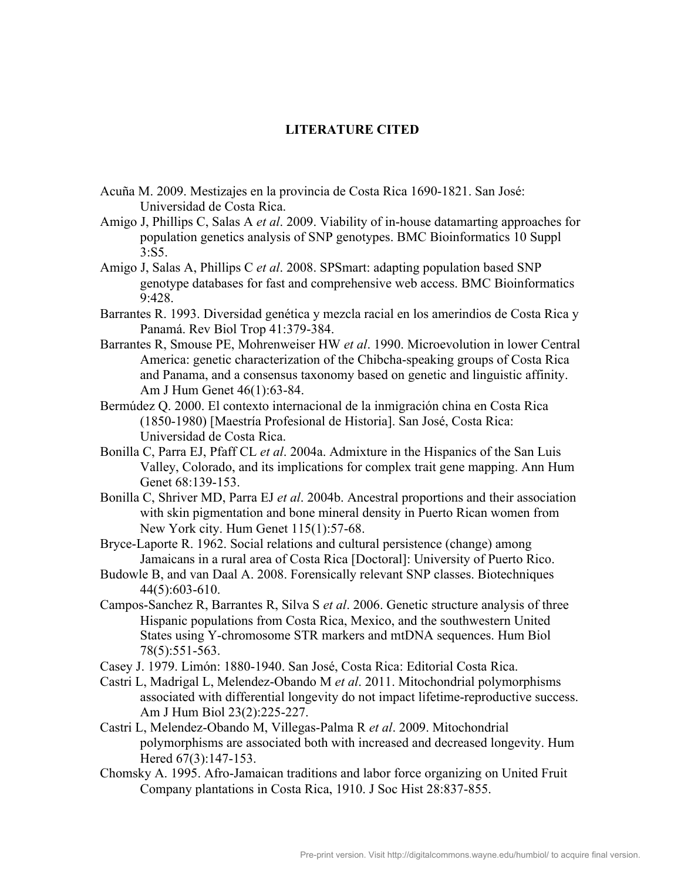# LITERATURE CITED

Acuña M. 2009. Mestizajes en la provincia de Costa Rica 1690-1821. San José: Universidad de Costa Rica.

Amigo J, Phillips C, Salas A *et al*. 2009. Viability of in-house datamarting approaches for population genetics analysis of SNP genotypes. BMC Bioinformatics 10 Suppl 3:S5.

Amigo J, Salas A, Phillips C *et al*. 2008. SPSmart: adapting population based SNP genotype databases for fast and comprehensive web access. BMC Bioinformatics 9:428.

Barrantes R. 1993. Diversidad genética y mezcla racial en los amerindios de Costa Rica y Panamá. Rev Biol Trop 41:379-384.

Barrantes R, Smouse PE, Mohrenweiser HW *et al*. 1990. Microevolution in lower Central America: genetic characterization of the Chibcha-speaking groups of Costa Rica and Panama, and a consensus taxonomy based on genetic and linguistic affinity. Am J Hum Genet 46(1):63-84.

Bermúdez Q. 2000. El contexto internacional de la inmigración china en Costa Rica (1850-1980) [Maestría Profesional de Historia]. San José, Costa Rica: Universidad de Costa Rica.

Bonilla C, Parra EJ, Pfaff CL *et al*. 2004a. Admixture in the Hispanics of the San Luis Valley, Colorado, and its implications for complex trait gene mapping. Ann Hum Genet 68:139-153.

Bonilla C, Shriver MD, Parra EJ *et al*. 2004b. Ancestral proportions and their association with skin pigmentation and bone mineral density in Puerto Rican women from New York city. Hum Genet 115(1):57-68.

Bryce-Laporte R. 1962. Social relations and cultural persistence (change) among Jamaicans in a rural area of Costa Rica [Doctoral]: University of Puerto Rico.

Budowle B, and van Daal A. 2008. Forensically relevant SNP classes. Biotechniques 44(5):603-610.

Campos-Sanchez R, Barrantes R, Silva S *et al*. 2006. Genetic structure analysis of three Hispanic populations from Costa Rica, Mexico, and the southwestern United States using Y-chromosome STR markers and mtDNA sequences. Hum Biol 78(5):551-563.

Casey J. 1979. Limón: 1880-1940. San José, Costa Rica: Editorial Costa Rica.

Castri L, Madrigal L, Melendez-Obando M *et al*. 2011. Mitochondrial polymorphisms associated with differential longevity do not impact lifetime-reproductive success. Am J Hum Biol 23(2):225-227.

Castri L, Melendez-Obando M, Villegas-Palma R *et al*. 2009. Mitochondrial polymorphisms are associated both with increased and decreased longevity. Hum Hered 67(3):147-153.

Chomsky A. 1995. Afro-Jamaican traditions and labor force organizing on United Fruit Company plantations in Costa Rica, 1910. J Soc Hist 28:837-855.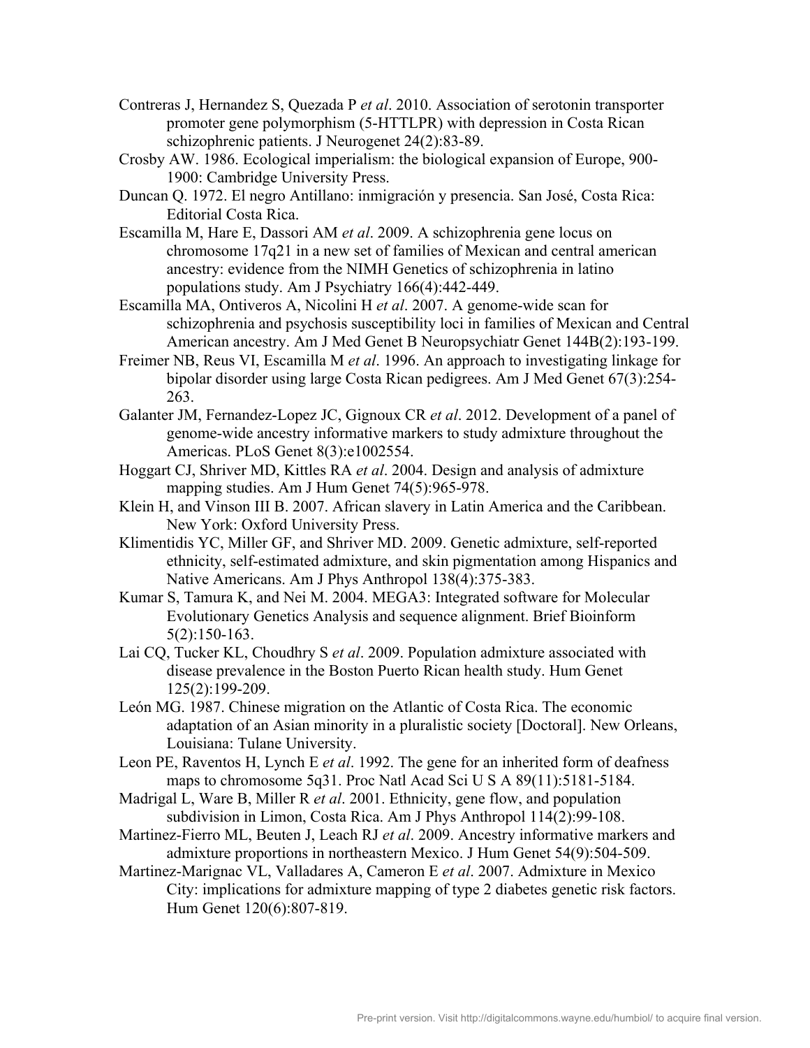Contreras J, Hernandez S, Quezada P *et al*. 2010. Association of serotonin transporter promoter gene polymorphism (5-HTTLPR) with depression in Costa Rican schizophrenic patients. J Neurogenet 24(2):83-89.

Crosby AW. 1986. Ecological imperialism: the biological expansion of Europe, 900-1900: Cambridge University Press.

Duncan Q. 1972. El negro Antillano: inmigración y presencia. San José, Costa Rica: Editorial Costa Rica.

Escamilla M, Hare E, Dassori AM *et al*. 2009. A schizophrenia gene locus on chromosome 17q21 in a new set of families of Mexican and central american ancestry: evidence from the NIMH Genetics of schizophrenia in latino populations study. Am J Psychiatry 166(4):442-449.

Escamilla MA, Ontiveros A, Nicolini H *et al*. 2007. A genome-wide scan for schizophrenia and psychosis susceptibility loci in families of Mexican and Central American ancestry. Am J Med Genet B Neuropsychiatr Genet 144B(2):193-199.

Freimer NB, Reus VI, Escamilla M *et al*. 1996. An approach to investigating linkage for bipolar disorder using large Costa Rican pedigrees. Am J Med Genet 67(3):254-263.

Galanter JM, Fernandez-Lopez JC, Gignoux CR *et al*. 2012. Development of a panel of genome-wide ancestry informative markers to study admixture throughout the Americas. PLoS Genet 8(3):e1002554.

Hoggart CJ, Shriver MD, Kittles RA *et al*. 2004. Design and analysis of admixture mapping studies. Am J Hum Genet 74(5):965-978.

Klein H, and Vinson III B. 2007. African slavery in Latin America and the Caribbean. New York: Oxford University Press.

Klimentidis YC, Miller GF, and Shriver MD. 2009. Genetic admixture, self-reported ethnicity, self-estimated admixture, and skin pigmentation among Hispanics and Native Americans. Am J Phys Anthropol 138(4):375-383.

Kumar S, Tamura K, and Nei M. 2004. MEGA3: Integrated software for Molecular Evolutionary Genetics Analysis and sequence alignment. Brief Bioinform 5(2):150-163.

Lai CQ, Tucker KL, Choudhry S *et al*. 2009. Population admixture associated with disease prevalence in the Boston Puerto Rican health study. Hum Genet 125(2):199-209.

León MG. 1987. Chinese migration on the Atlantic of Costa Rica. The economic adaptation of an Asian minority in a pluralistic society [Doctoral]. New Orleans, Louisiana: Tulane University.

Leon PE, Raventos H, Lynch E *et al*. 1992. The gene for an inherited form of deafness maps to chromosome 5q31. Proc Natl Acad Sci U S A 89(11):5181-5184.

Madrigal L, Ware B, Miller R *et al*. 2001. Ethnicity, gene flow, and population subdivision in Limon, Costa Rica. Am J Phys Anthropol 114(2):99-108.

Martinez-Fierro ML, Beuten J, Leach RJ *et al*. 2009. Ancestry informative markers and admixture proportions in northeastern Mexico. J Hum Genet 54(9):504-509.

Martinez-Marignac VL, Valladares A, Cameron E *et al*. 2007. Admixture in Mexico City: implications for admixture mapping of type 2 diabetes genetic risk factors. Hum Genet 120(6):807-819.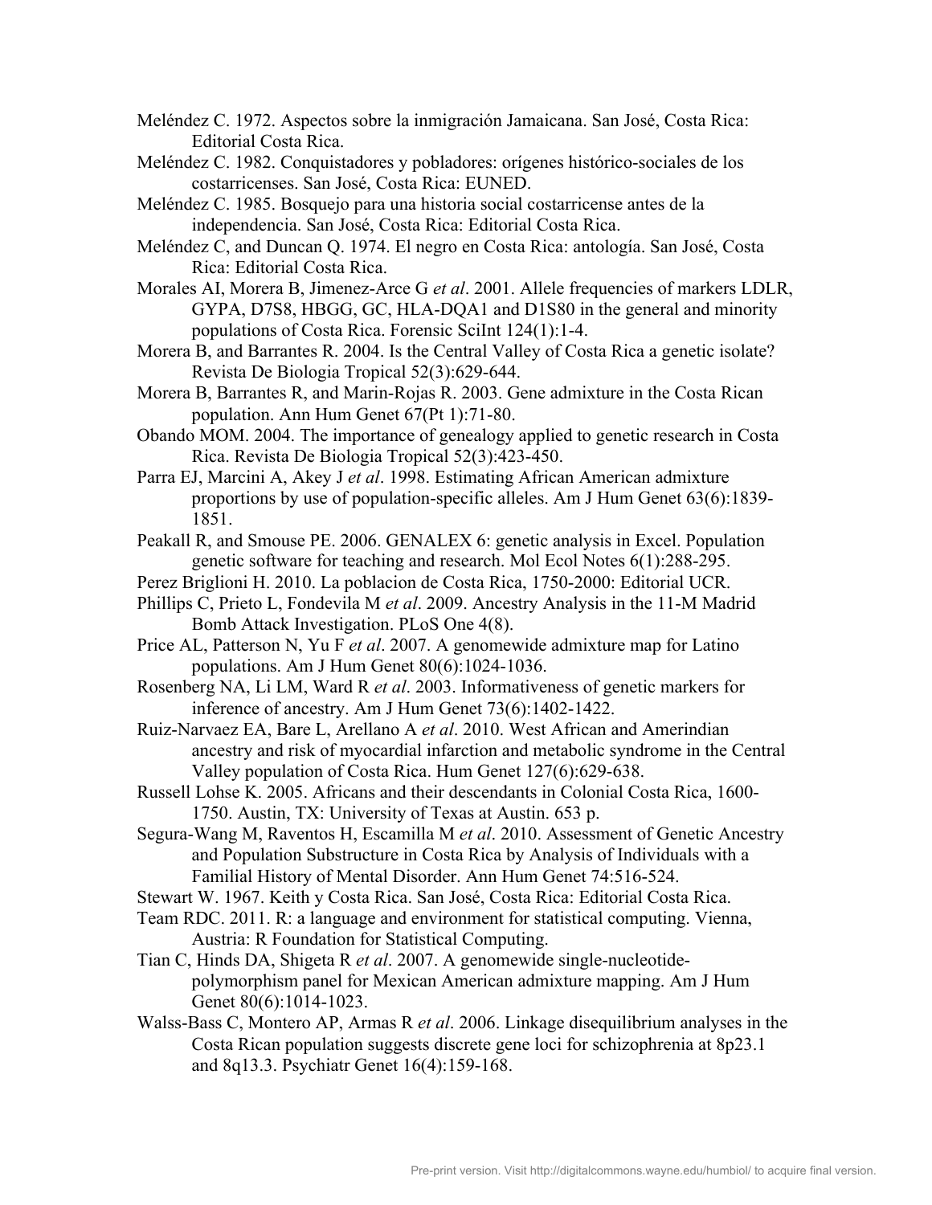Meléndez C. 1972. Aspectos sobre la inmigración Jamaicana. San José, Costa Rica: Editorial Costa Rica.

Meléndez C. 1982. Conquistadores y pobladores: orígenes histórico-sociales de los costarricenses. San José, Costa Rica: EUNED.

Meléndez C. 1985. Bosquejo para una historia social costarricense antes de la independencia. San José, Costa Rica: Editorial Costa Rica.

Meléndez C, and Duncan Q. 1974. El negro en Costa Rica: antología. San José, Costa Rica: Editorial Costa Rica.

Morales AI, Morera B, Jimenez-Arce G *et al*. 2001. Allele frequencies of markers LDLR, GYPA, D7S8, HBGG, GC, HLA-DQA1 and D1S80 in the general and minority populations of Costa Rica. Forensic SciInt 124(1):1-4.

Morera B, and Barrantes R. 2004. Is the Central Valley of Costa Rica a genetic isolate? Revista De Biologia Tropical 52(3):629-644.

Morera B, Barrantes R, and Marin-Rojas R. 2003. Gene admixture in the Costa Rican population. Ann Hum Genet 67(Pt 1):71-80.

Obando MOM. 2004. The importance of genealogy applied to genetic research in Costa Rica. Revista De Biologia Tropical 52(3):423-450.

Parra EJ, Marcini A, Akey J *et al*. 1998. Estimating African American admixture proportions by use of population-specific alleles. Am J Hum Genet 63(6):1839-1851.

Peakall R, and Smouse PE. 2006. GENALEX 6: genetic analysis in Excel. Population genetic software for teaching and research. Mol Ecol Notes 6(1):288-295.

Perez Briglioni H. 2010. La poblacion de Costa Rica, 1750-2000: Editorial UCR.

Phillips C, Prieto L, Fondevila M *et al*. 2009. Ancestry Analysis in the 11-M Madrid Bomb Attack Investigation. PLoS One 4(8).

Price AL, Patterson N, Yu F *et al*. 2007. A genomewide admixture map for Latino populations. Am J Hum Genet 80(6):1024-1036.

Rosenberg NA, Li LM, Ward R *et al*. 2003. Informativeness of genetic markers for inference of ancestry. Am J Hum Genet 73(6):1402-1422.

Ruiz-Narvaez EA, Bare L, Arellano A *et al*. 2010. West African and Amerindian ancestry and risk of myocardial infarction and metabolic syndrome in the Central Valley population of Costa Rica. Hum Genet 127(6):629-638.

Russell Lohse K. 2005. Africans and their descendants in Colonial Costa Rica, 1600-1750. Austin, TX: University of Texas at Austin. 653 p.

Segura-Wang M, Raventos H, Escamilla M *et al*. 2010. Assessment of Genetic Ancestry and Population Substructure in Costa Rica by Analysis of Individuals with a Familial History of Mental Disorder. Ann Hum Genet 74:516-524.

Stewart W. 1967. Keith y Costa Rica. San José, Costa Rica: Editorial Costa Rica.

Team RDC. 2011. R: a language and environment for statistical computing. Vienna, Austria: R Foundation for Statistical Computing.

Tian C, Hinds DA, Shigeta R *et al*. 2007. A genomewide single-nucleotide-polymorphism panel for Mexican American admixture mapping. Am J Hum Genet 80(6):1014-1023.

Walss-Bass C, Montero AP, Armas R *et al*. 2006. Linkage disequilibrium analyses in the Costa Rican population suggests discrete gene loci for schizophrenia at 8p23.1 and 8q13.3. Psychiatr Genet 16(4):159-168.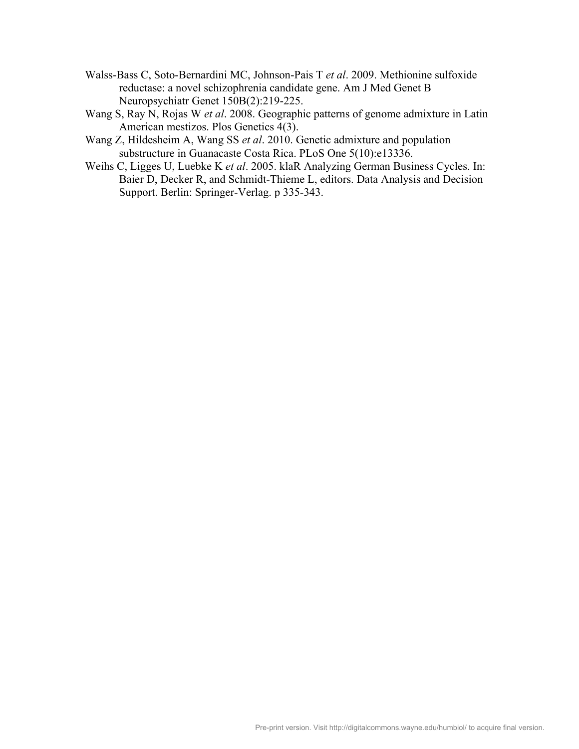Walss-Bass C, Soto-Bernardini MC, Johnson-Pais T *et al*. 2009. Methionine sulfoxide reductase: a novel schizophrenia candidate gene. Am J Med Genet B Neuropsychiatr Genet 150B(2):219-225.

Wang S, Ray N, Rojas W *et al*. 2008. Geographic patterns of genome admixture in Latin American mestizos. Plos Genetics 4(3).

Wang Z, Hildesheim A, Wang SS *et al*. 2010. Genetic admixture and population substructure in Guanacaste Costa Rica. PLoS One 5(10):e13336.

Weihs C, Ligges U, Luebke K *et al*. 2005. klaR Analyzing German Business Cycles. In: Baier D, Decker R, and Schmidt-Thieme L, editors. Data Analysis and Decision Support. Berlin: Springer-Verlag. p 335-343.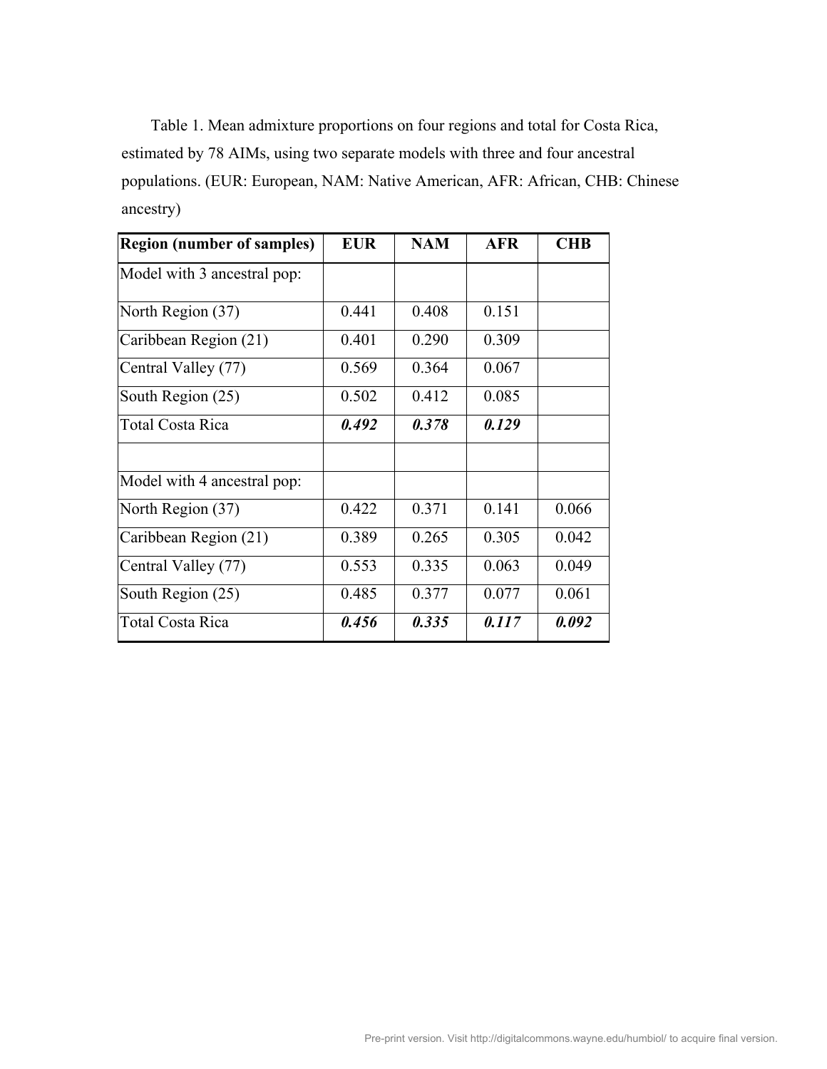Table 1. Mean admixture proportions on four regions and total for Costa Rica, estimated by 78 AIMs, using two separate models with three and four ancestral populations. (EUR: European, NAM: Native American, AFR: African, CHB: Chinese ancestry)

| **Region (number of samples)** | **EUR** | **NAM** | **AFR** | **CHB** |
|---|---|---|---|---|
| Model with 3 ancestral pop: | | | | |
| North Region (37) | 0.441 | 0.408 | 0.151 | |
| Caribbean Region (21) | 0.401 | 0.290 | 0.309 | |
| Central Valley (77) | 0.569 | 0.364 | 0.067 | |
| South Region (25) | 0.502 | 0.412 | 0.085 | |
| Total Costa Rica | ***0.492*** | ***0.378*** | ***0.129*** | |
| | | | | |
| Model with 4 ancestral pop: | | | | |
| North Region (37) | 0.422 | 0.371 | 0.141 | 0.066 |
| Caribbean Region (21) | 0.389 | 0.265 | 0.305 | 0.042 |
| Central Valley (77) | 0.553 | 0.335 | 0.063 | 0.049 |
| South Region (25) | 0.485 | 0.377 | 0.077 | 0.061 |
| Total Costa Rica | ***0.456*** | ***0.335*** | ***0.117*** | ***0.092*** |

Pre-print version. Visit http://digitalcommons.wayne.edu/humbiol/ to acquire final version.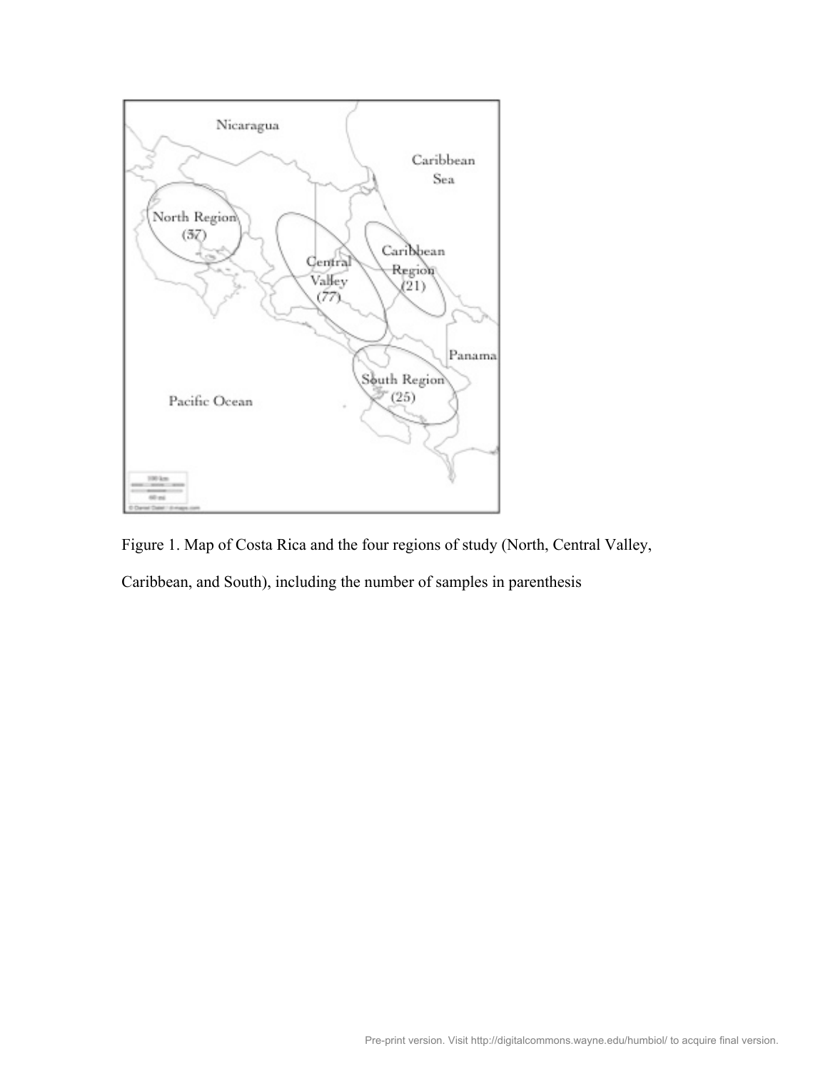Figure 1. Map of Costa Rica and the four regions of study (North, Central Valley, Caribbean, and South), including the number of samples in parenthesis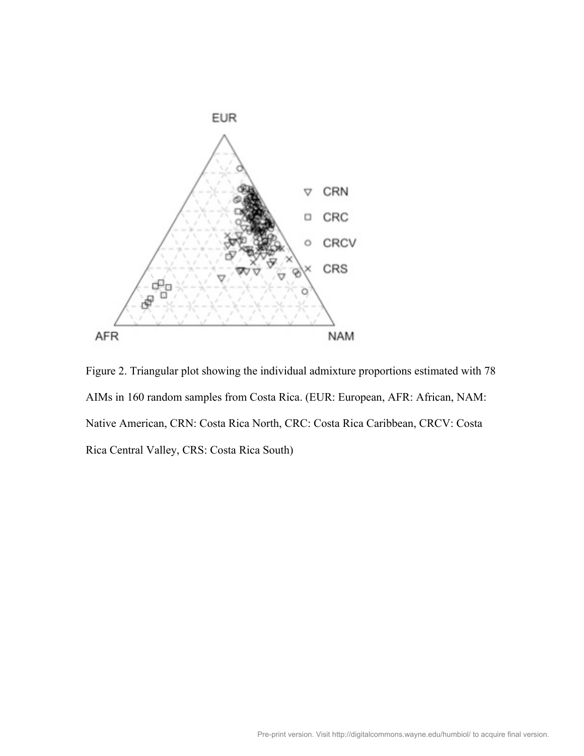Figure 2. Triangular plot showing the individual admixture proportions estimated with 78 AIMs in 160 random samples from Costa Rica. (EUR: European, AFR: African, NAM: Native American, CRN: Costa Rica North, CRC: Costa Rica Caribbean, CRCV: Costa Rica Central Valley, CRS: Costa Rica South)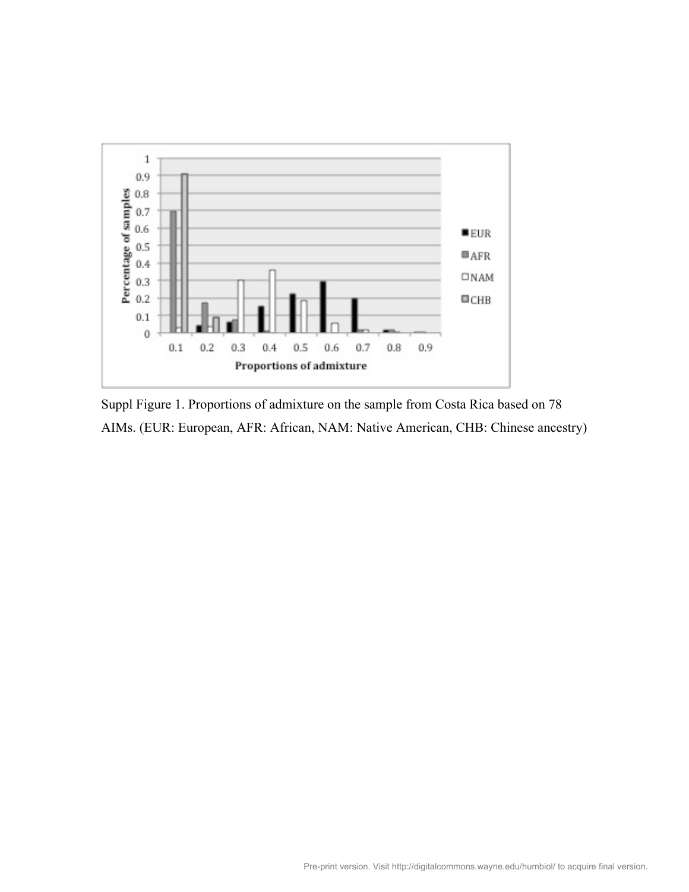Suppl Figure 1. Proportions of admixture on the sample from Costa Rica based on 78 AIMs. (EUR: European, AFR: African, NAM: Native American, CHB: Chinese ancestry)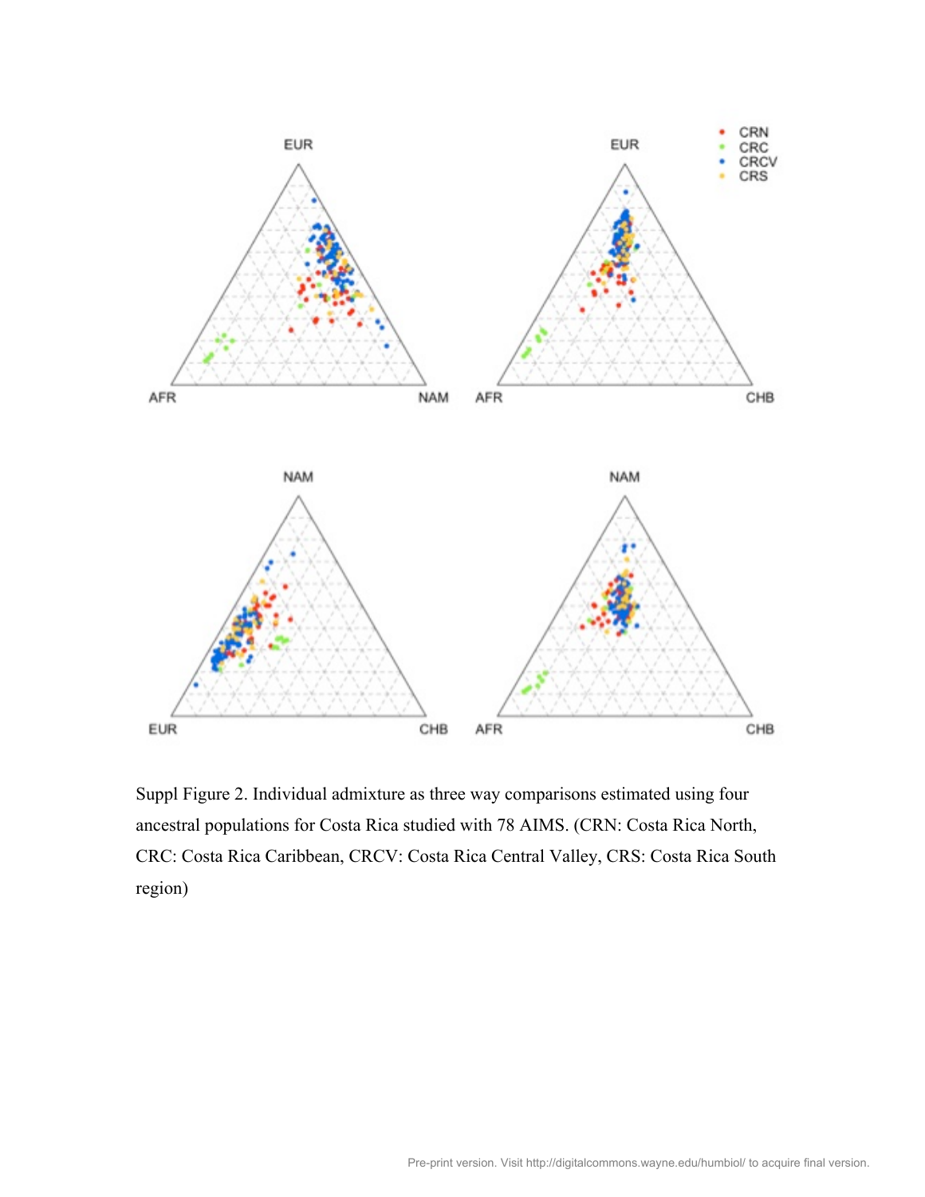Suppl Figure 2. Individual admixture as three way comparisons estimated using four ancestral populations for Costa Rica studied with 78 AIMS. (CRN: Costa Rica North, CRC: Costa Rica Caribbean, CRCV: Costa Rica Central Valley, CRS: Costa Rica South region)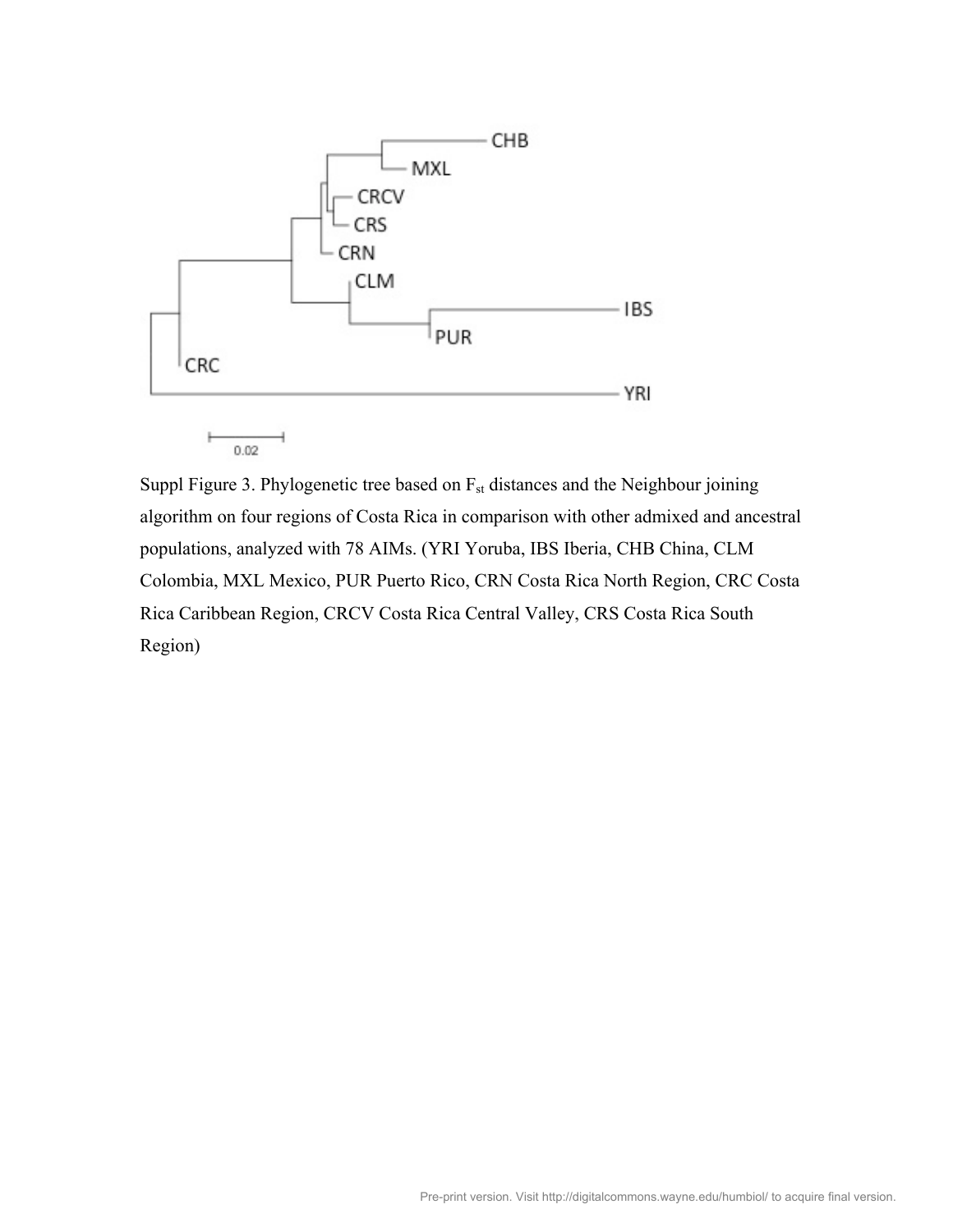Suppl Figure 3. Phylogenetic tree based on $F_{st}$ distances and the Neighbour joining algorithm on four regions of Costa Rica in comparison with other admixed and ancestral populations, analyzed with 78 AIMs. (YRI Yoruba, IBS Iberia, CHB China, CLM Colombia, MXL Mexico, PUR Puerto Rico, CRN Costa Rica North Region, CRC Costa Rica Caribbean Region, CRCV Costa Rica Central Valley, CRS Costa Rica South Region)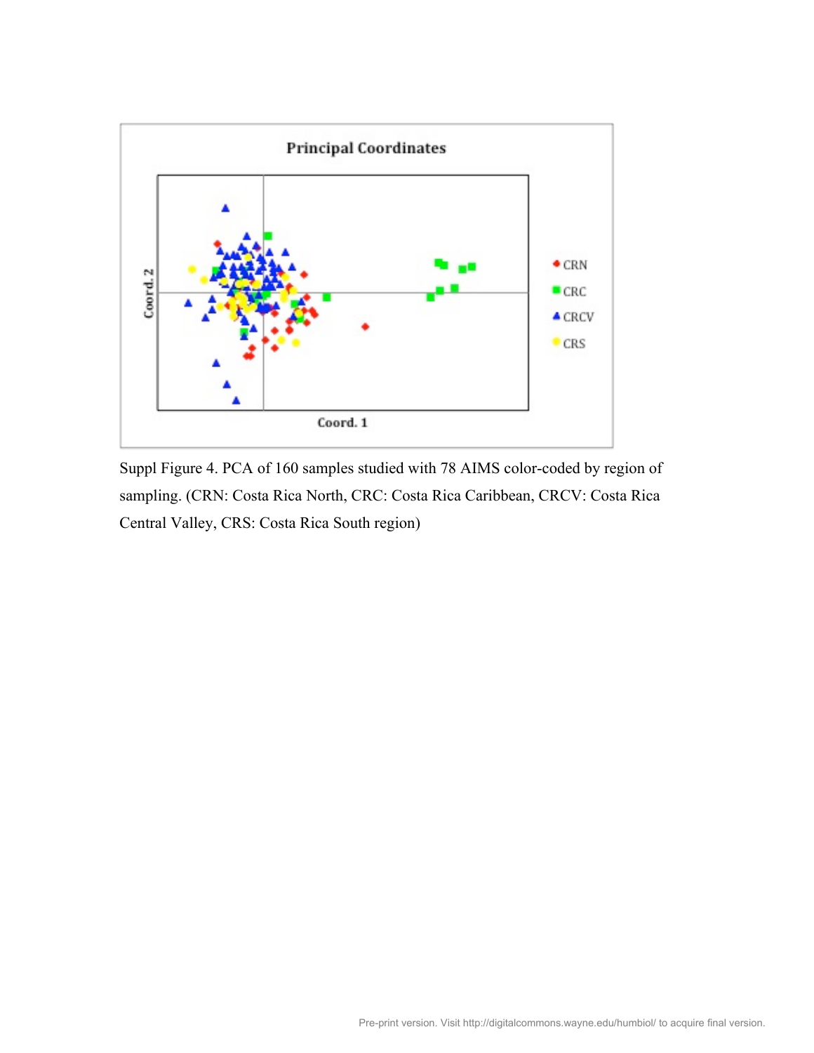Suppl Figure 4. PCA of 160 samples studied with 78 AIMS color-coded by region of sampling. (CRN: Costa Rica North, CRC: Costa Rica Caribbean, CRCV: Costa Rica Central Valley, CRS: Costa Rica South region)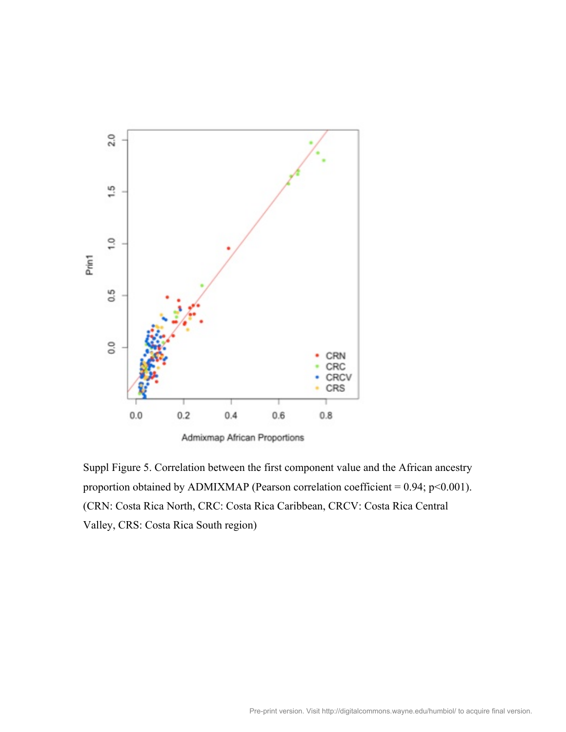Suppl Figure 5. Correlation between the first component value and the African ancestry proportion obtained by ADMIXMAP (Pearson correlation coefficient = 0.94; p<0.001). (CRN: Costa Rica North, CRC: Costa Rica Caribbean, CRCV: Costa Rica Central Valley, CRS: Costa Rica South region)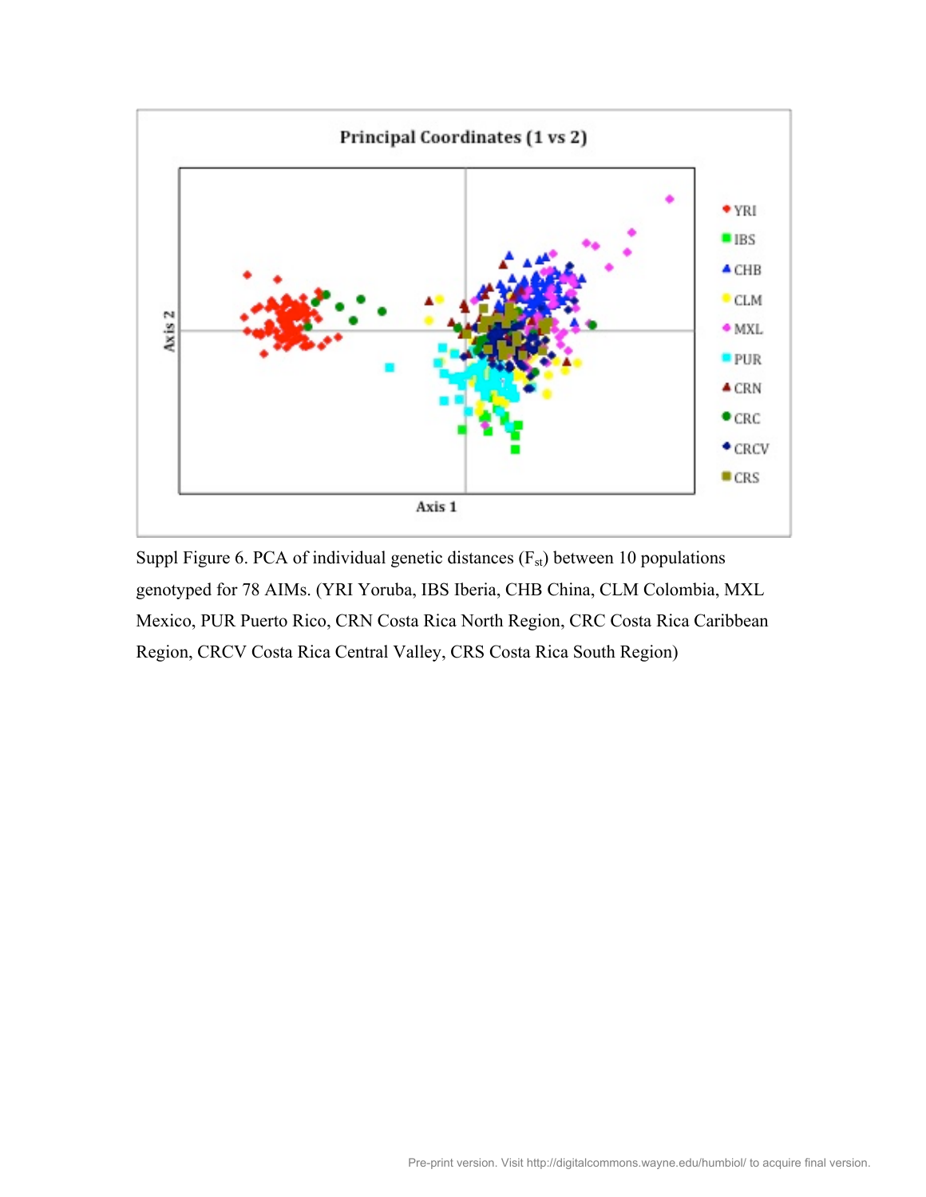Suppl Figure 6. PCA of individual genetic distances ($F_{st}$) between 10 populations genotyped for 78 AIMs. (YRI Yoruba, IBS Iberia, CHB China, CLM Colombia, MXL Mexico, PUR Puerto Rico, CRN Costa Rica North Region, CRC Costa Rica Caribbean Region, CRCV Costa Rica Central Valley, CRS Costa Rica South Region)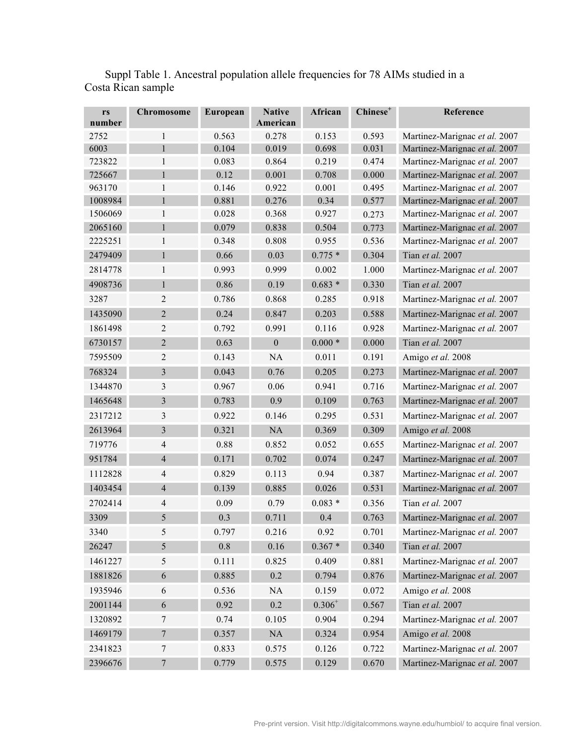Suppl Table 1. Ancestral population allele frequencies for 78 AIMs studied in a Costa Rican sample

| rs number | Chromosome | European | Native American | African | Chinese+ | Reference |
|---|---|---|---|---|---|---|
| 2752 | 1 | 0.563 | 0.278 | 0.153 | 0.593 | Martinez-Marignac *et al.* 2007 |
| 6003 | 1 | 0.104 | 0.019 | 0.698 | 0.031 | Martinez-Marignac *et al.* 2007 |
| 723822 | 1 | 0.083 | 0.864 | 0.219 | 0.474 | Martinez-Marignac *et al.* 2007 |
| 725667 | 1 | 0.12 | 0.001 | 0.708 | 0.000 | Martinez-Marignac *et al.* 2007 |
| 963170 | 1 | 0.146 | 0.922 | 0.001 | 0.495 | Martinez-Marignac *et al.* 2007 |
| 1008984 | 1 | 0.881 | 0.276 | 0.34 | 0.577 | Martinez-Marignac *et al.* 2007 |
| 1506069 | 1 | 0.028 | 0.368 | 0.927 | 0.273 | Martinez-Marignac *et al.* 2007 |
| 2065160 | 1 | 0.079 | 0.838 | 0.504 | 0.773 | Martinez-Marignac *et al.* 2007 |
| 2225251 | 1 | 0.348 | 0.808 | 0.955 | 0.536 | Martinez-Marignac *et al.* 2007 |
| 2479409 | 1 | 0.66 | 0.03 | 0.775 * | 0.304 | Tian *et al.* 2007 |
| 2814778 | 1 | 0.993 | 0.999 | 0.002 | 1.000 | Martinez-Marignac *et al.* 2007 |
| 4908736 | 1 | 0.86 | 0.19 | 0.683 * | 0.330 | Tian *et al.* 2007 |
| 3287 | 2 | 0.786 | 0.868 | 0.285 | 0.918 | Martinez-Marignac *et al.* 2007 |
| 1435090 | 2 | 0.24 | 0.847 | 0.203 | 0.588 | Martinez-Marignac *et al.* 2007 |
| 1861498 | 2 | 0.792 | 0.991 | 0.116 | 0.928 | Martinez-Marignac *et al.* 2007 |
| 6730157 | 2 | 0.63 | 0 | 0.000 * | 0.000 | Tian *et al.* 2007 |
| 7595509 | 2 | 0.143 | NA | 0.011 | 0.191 | Amigo *et al.* 2008 |
| 768324 | 3 | 0.043 | 0.76 | 0.205 | 0.273 | Martinez-Marignac *et al.* 2007 |
| 1344870 | 3 | 0.967 | 0.06 | 0.941 | 0.716 | Martinez-Marignac *et al.* 2007 |
| 1465648 | 3 | 0.783 | 0.9 | 0.109 | 0.763 | Martinez-Marignac *et al.* 2007 |
| 2317212 | 3 | 0.922 | 0.146 | 0.295 | 0.531 | Martinez-Marignac *et al.* 2007 |
| 2613964 | 3 | 0.321 | NA | 0.369 | 0.309 | Amigo *et al.* 2008 |
| 719776 | 4 | 0.88 | 0.852 | 0.052 | 0.655 | Martinez-Marignac *et al.* 2007 |
| 951784 | 4 | 0.171 | 0.702 | 0.074 | 0.247 | Martinez-Marignac *et al.* 2007 |
| 1112828 | 4 | 0.829 | 0.113 | 0.94 | 0.387 | Martinez-Marignac *et al.* 2007 |
| 1403454 | 4 | 0.139 | 0.885 | 0.026 | 0.531 | Martinez-Marignac *et al.* 2007 |
| 2702414 | 4 | 0.09 | 0.79 | 0.083 * | 0.356 | Tian *et al.* 2007 |
| 3309 | 5 | 0.3 | 0.711 | 0.4 | 0.763 | Martinez-Marignac *et al.* 2007 |
| 3340 | 5 | 0.797 | 0.216 | 0.92 | 0.701 | Martinez-Marignac *et al.* 2007 |
| 26247 | 5 | 0.8 | 0.16 | 0.367 * | 0.340 | Tian *et al.* 2007 |
| 1461227 | 5 | 0.111 | 0.825 | 0.409 | 0.881 | Martinez-Marignac *et al.* 2007 |
| 1881826 | 6 | 0.885 | 0.2 | 0.794 | 0.876 | Martinez-Marignac *et al.* 2007 |
| 1935946 | 6 | 0.536 | NA | 0.159 | 0.072 | Amigo *et al.* 2008 |
| 2001144 | 6 | 0.92 | 0.2 | 0.306+ | 0.567 | Tian *et al.* 2007 |
| 1320892 | 7 | 0.74 | 0.105 | 0.904 | 0.294 | Martinez-Marignac *et al.* 2007 |
| 1469179 | 7 | 0.357 | NA | 0.324 | 0.954 | Amigo *et al.* 2008 |
| 2341823 | 7 | 0.833 | 0.575 | 0.126 | 0.722 | Martinez-Marignac *et al.* 2007 |
| 2396676 | 7 | 0.779 | 0.575 | 0.129 | 0.670 | Martinez-Marignac *et al.* 2007 |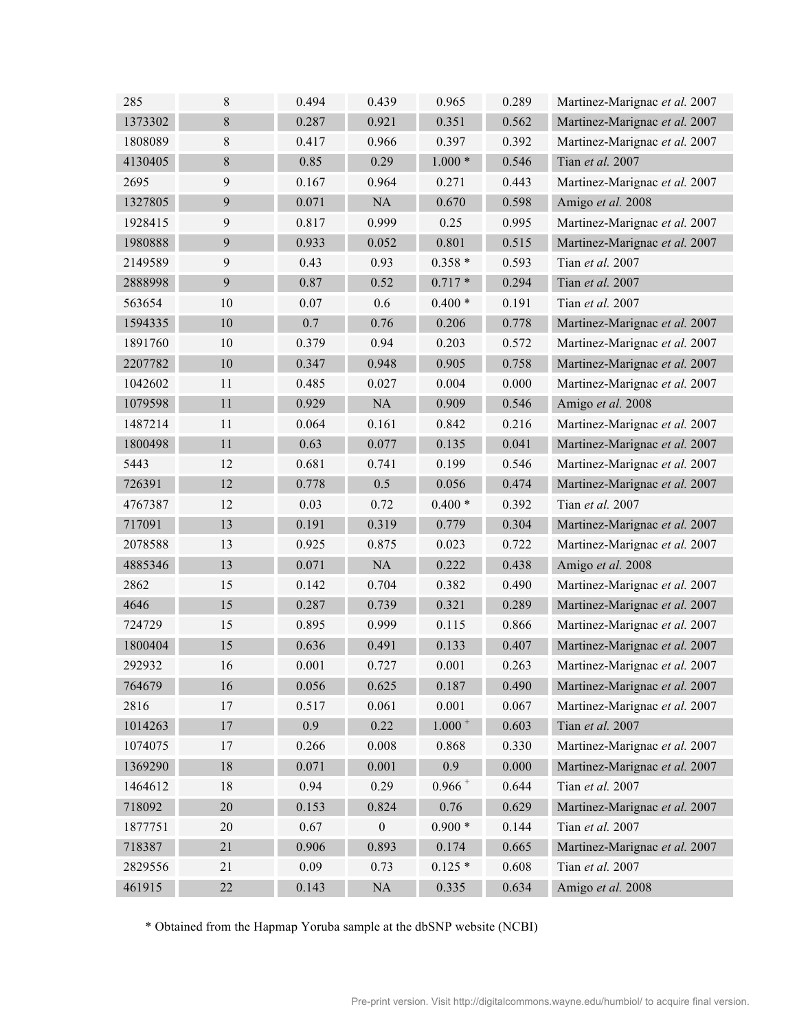| | | | | | | |
|---|---|---|---|---|---|---|
| 285 | 8 | 0.494 | 0.439 | 0.965 | 0.289 | Martinez-Marignac *et al.* 2007 |
| 1373302 | 8 | 0.287 | 0.921 | 0.351 | 0.562 | Martinez-Marignac *et al.* 2007 |
| 1808089 | 8 | 0.417 | 0.966 | 0.397 | 0.392 | Martinez-Marignac *et al.* 2007 |
| 4130405 | 8 | 0.85 | 0.29 | 1.000 * | 0.546 | Tian *et al.* 2007 |
| 2695 | 9 | 0.167 | 0.964 | 0.271 | 0.443 | Martinez-Marignac *et al.* 2007 |
| 1327805 | 9 | 0.071 | NA | 0.670 | 0.598 | Amigo *et al.* 2008 |
| 1928415 | 9 | 0.817 | 0.999 | 0.25 | 0.995 | Martinez-Marignac *et al.* 2007 |
| 1980888 | 9 | 0.933 | 0.052 | 0.801 | 0.515 | Martinez-Marignac *et al.* 2007 |
| 2149589 | 9 | 0.43 | 0.93 | 0.358 * | 0.593 | Tian *et al.* 2007 |
| 2888998 | 9 | 0.87 | 0.52 | 0.717 * | 0.294 | Tian *et al.* 2007 |
| 563654 | 10 | 0.07 | 0.6 | 0.400 * | 0.191 | Tian *et al.* 2007 |
| 1594335 | 10 | 0.7 | 0.76 | 0.206 | 0.778 | Martinez-Marignac *et al.* 2007 |
| 1891760 | 10 | 0.379 | 0.94 | 0.203 | 0.572 | Martinez-Marignac *et al.* 2007 |
| 2207782 | 10 | 0.347 | 0.948 | 0.905 | 0.758 | Martinez-Marignac *et al.* 2007 |
| 1042602 | 11 | 0.485 | 0.027 | 0.004 | 0.000 | Martinez-Marignac *et al.* 2007 |
| 1079598 | 11 | 0.929 | NA | 0.909 | 0.546 | Amigo *et al.* 2008 |
| 1487214 | 11 | 0.064 | 0.161 | 0.842 | 0.216 | Martinez-Marignac *et al.* 2007 |
| 1800498 | 11 | 0.63 | 0.077 | 0.135 | 0.041 | Martinez-Marignac *et al.* 2007 |
| 5443 | 12 | 0.681 | 0.741 | 0.199 | 0.546 | Martinez-Marignac *et al.* 2007 |
| 726391 | 12 | 0.778 | 0.5 | 0.056 | 0.474 | Martinez-Marignac *et al.* 2007 |
| 4767387 | 12 | 0.03 | 0.72 | 0.400 * | 0.392 | Tian *et al.* 2007 |
| 717091 | 13 | 0.191 | 0.319 | 0.779 | 0.304 | Martinez-Marignac *et al.* 2007 |
| 2078588 | 13 | 0.925 | 0.875 | 0.023 | 0.722 | Martinez-Marignac *et al.* 2007 |
| 4885346 | 13 | 0.071 | NA | 0.222 | 0.438 | Amigo *et al.* 2008 |
| 2862 | 15 | 0.142 | 0.704 | 0.382 | 0.490 | Martinez-Marignac *et al.* 2007 |
| 4646 | 15 | 0.287 | 0.739 | 0.321 | 0.289 | Martinez-Marignac *et al.* 2007 |
| 724729 | 15 | 0.895 | 0.999 | 0.115 | 0.866 | Martinez-Marignac *et al.* 2007 |
| 1800404 | 15 | 0.636 | 0.491 | 0.133 | 0.407 | Martinez-Marignac *et al.* 2007 |
| 292932 | 16 | 0.001 | 0.727 | 0.001 | 0.263 | Martinez-Marignac *et al.* 2007 |
| 764679 | 16 | 0.056 | 0.625 | 0.187 | 0.490 | Martinez-Marignac *et al.* 2007 |
| 2816 | 17 | 0.517 | 0.061 | 0.001 | 0.067 | Martinez-Marignac *et al.* 2007 |
| 1014263 | 17 | 0.9 | 0.22 | 1.000 + | 0.603 | Tian *et al.* 2007 |
| 1074075 | 17 | 0.266 | 0.008 | 0.868 | 0.330 | Martinez-Marignac *et al.* 2007 |
| 1369290 | 18 | 0.071 | 0.001 | 0.9 | 0.000 | Martinez-Marignac *et al.* 2007 |
| 1464612 | 18 | 0.94 | 0.29 | 0.966 + | 0.644 | Tian *et al.* 2007 |
| 718092 | 20 | 0.153 | 0.824 | 0.76 | 0.629 | Martinez-Marignac *et al.* 2007 |
| 1877751 | 20 | 0.67 | 0 | 0.900 * | 0.144 | Tian *et al.* 2007 |
| 718387 | 21 | 0.906 | 0.893 | 0.174 | 0.665 | Martinez-Marignac *et al.* 2007 |
| 2829556 | 21 | 0.09 | 0.73 | 0.125 * | 0.608 | Tian *et al.* 2007 |
| 461915 | 22 | 0.143 | NA | 0.335 | 0.634 | Amigo *et al.* 2008 |

* Obtained from the Hapmap Yoruba sample at the dbSNP website (NCBI)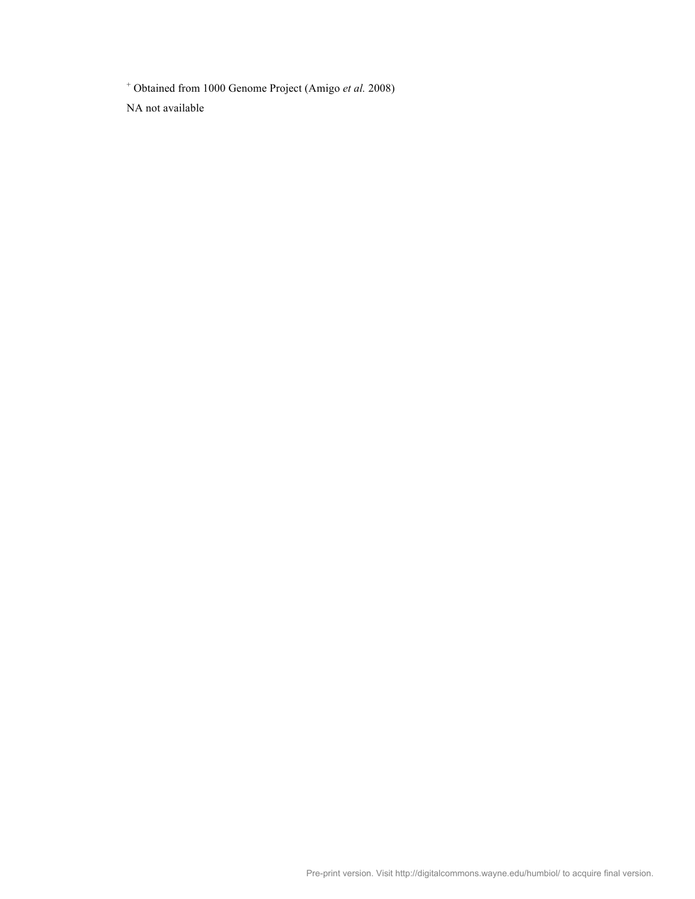[+] Obtained from 1000 Genome Project (Amigo *et al.* 2008)

NA not available